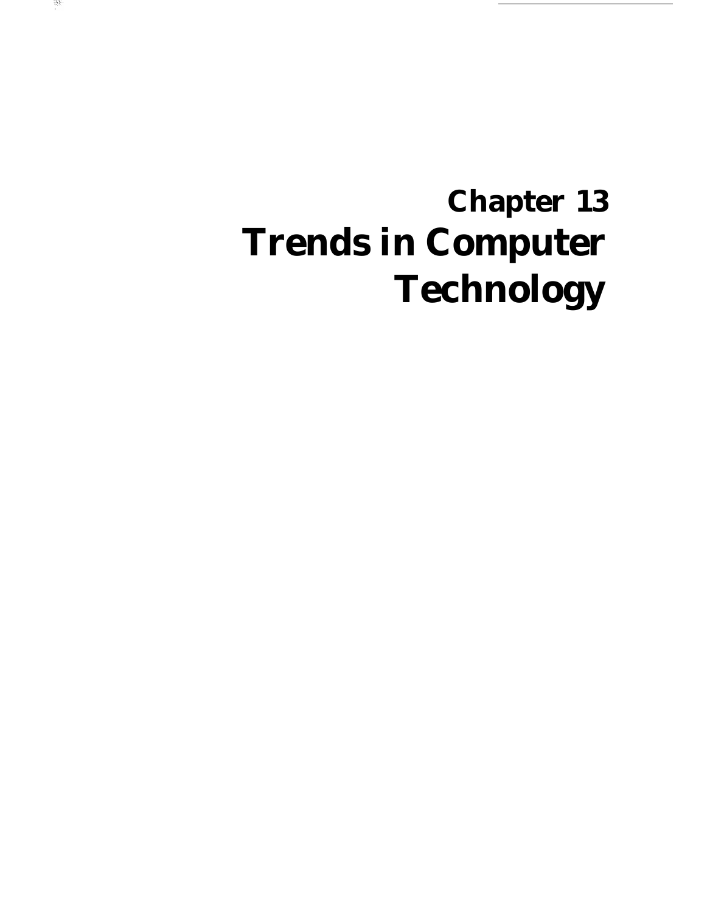# Chapter 13
# Trends in Computer Technology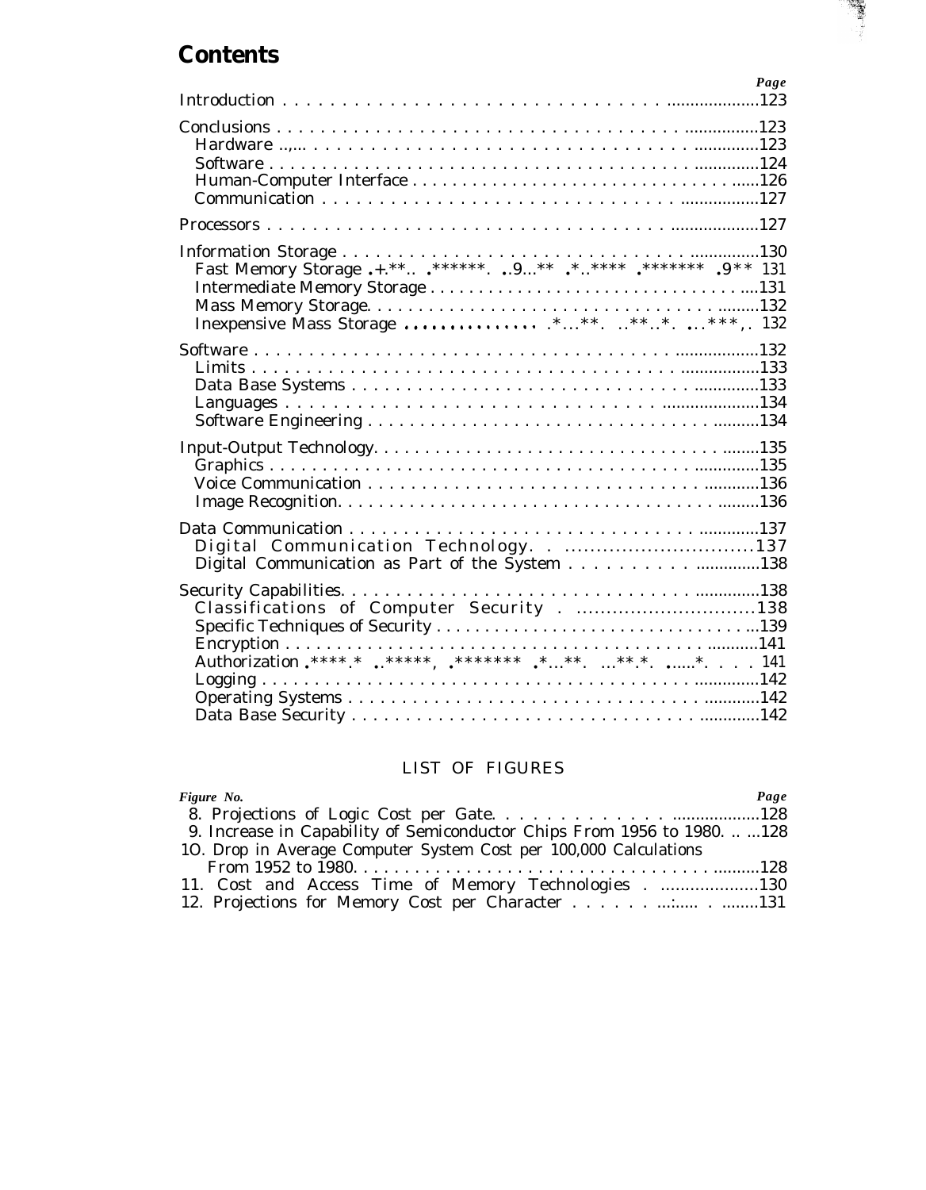# Contents

| | Page |
|---|---|
| Introduction | 123 |
| Conclusions | 123 |
| Hardware | 123 |
| Software | 124 |
| Human-Computer Interface | 126 |
| Communication | 127 |
| Processors | 127 |
| Information Storage | 130 |
| Fast Memory Storage | 131 |
| Intermediate Memory Storage | 131 |
| Mass Memory Storage | 132 |
| Inexpensive Mass Storage | 132 |
| Software | 132 |
| Limits | 133 |
| Data Base Systems | 133 |
| Languages | 134 |
| Software Engineering | 134 |
| Input-Output Technology | 135 |
| Graphics | 135 |
| Voice Communication | 136 |
| Image Recognition | 136 |
| Data Communication | 137 |
| Digital Communication Technology | 137 |
| Digital Communication as Part of the System | 138 |
| Security Capabilities | 138 |
| Classifications of Computer Security | 138 |
| Specific Techniques of Security | 139 |
| Encryption | 141 |
| Authorization | 141 |
| Logging | 142 |
| Operating Systems | 142 |
| Data Base Security | 142 |

## LIST OF FIGURES

| Figure No. | Page |
|---|---|
| 8. Projections of Logic Cost per Gate | 128 |
| 9. Increase in Capability of Semiconductor Chips From 1956 to 1980 | 128 |
| 10. Drop in Average Computer System Cost per 100,000 Calculations From 1952 to 1980 | 128 |
| 11. Cost and Access Time of Memory Technologies | 130 |
| 12. Projections for Memory Cost per Character | 131 |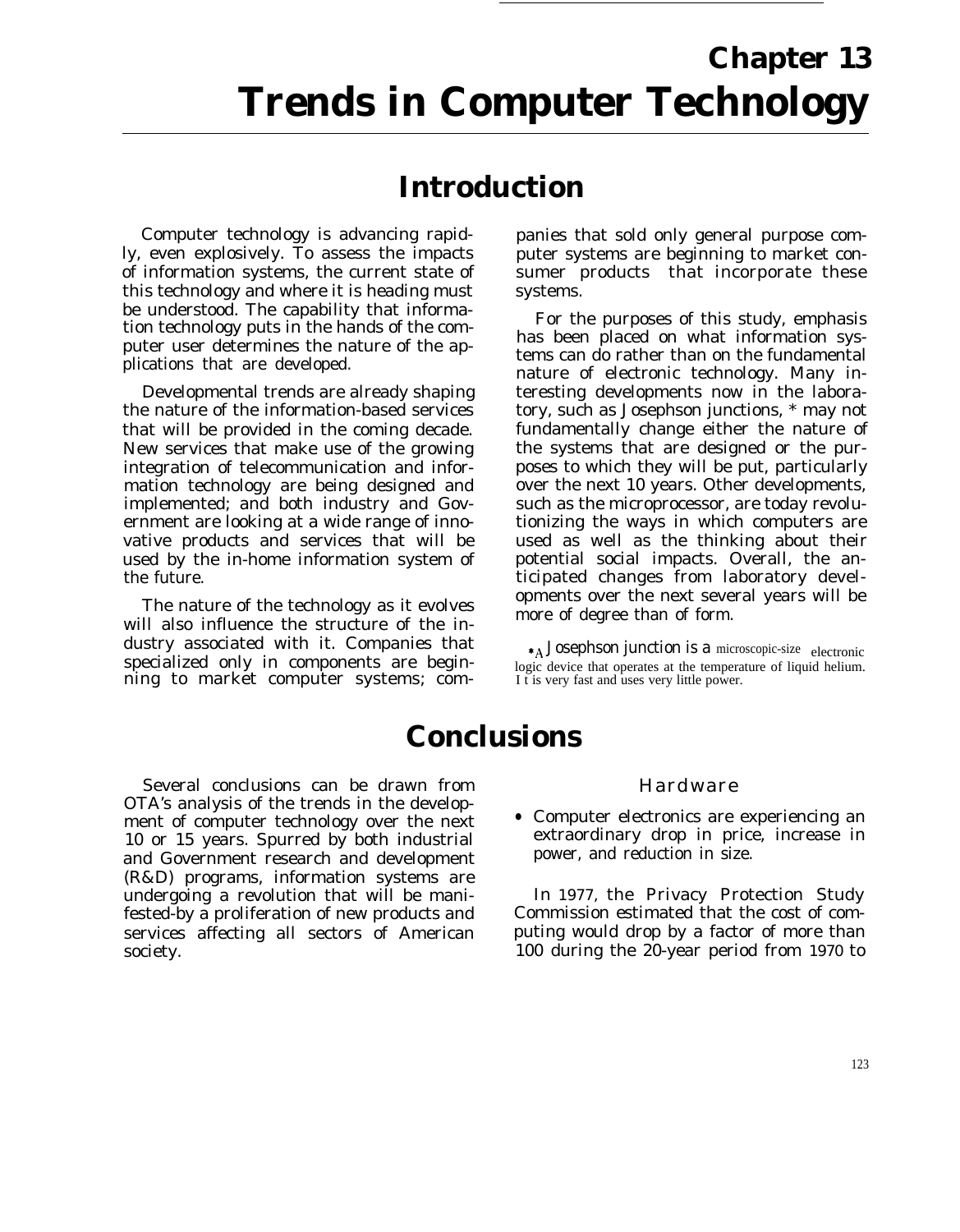# Chapter 13
# Trends in Computer Technology

## Introduction

Computer technology is advancing rapidly, even explosively. To assess the impacts of information systems, the current state of this technology and where it is heading must be understood. The capability that information technology puts in the hands of the computer user determines the nature of the applications that are developed.

Developmental trends are already shaping the nature of the information-based services that will be provided in the coming decade. New services that make use of the growing integration of telecommunication and information technology are being designed and implemented; and both industry and Government are looking at a wide range of innovative products and services that will be used by the in-home information system of the future.

The nature of the technology as it evolves will also influence the structure of the industry associated with it. Companies that specialized only in components are beginning to market computer systems; companies that sold only general purpose computer systems are beginning to market consumer products that incorporate these systems.

For the purposes of this study, emphasis has been placed on what information systems can do rather than on the fundamental nature of electronic technology. Many interesting developments now in the laboratory, such as Josephson junctions, * may not fundamentally change either the nature of the systems that are designed or the purposes to which they will be put, particularly over the next 10 years. Other developments, such as the microprocessor, are today revolutionizing the ways in which computers are used as well as the thinking about their potential social impacts. Overall, the anticipated changes from laboratory developments over the next several years will be more of degree than of form.

*A Josephson junction is a microscopic-size electronic logic device that operates at the temperature of liquid helium. It is very fast and uses very little power.

## Conclusions

Several conclusions can be drawn from OTA's analysis of the trends in the development of computer technology over the next 10 or 15 years. Spurred by both industrial and Government research and development (R&D) programs, information systems are undergoing a revolution that will be manifested by a proliferation of new products and services affecting all sectors of American society.

### Hardware

- Computer electronics are experiencing an extraordinary drop in price, increase in power, and reduction in size.

In 1977, the Privacy Protection Study Commission estimated that the cost of computing would drop by a factor of more than 100 during the 20-year period from 1970 to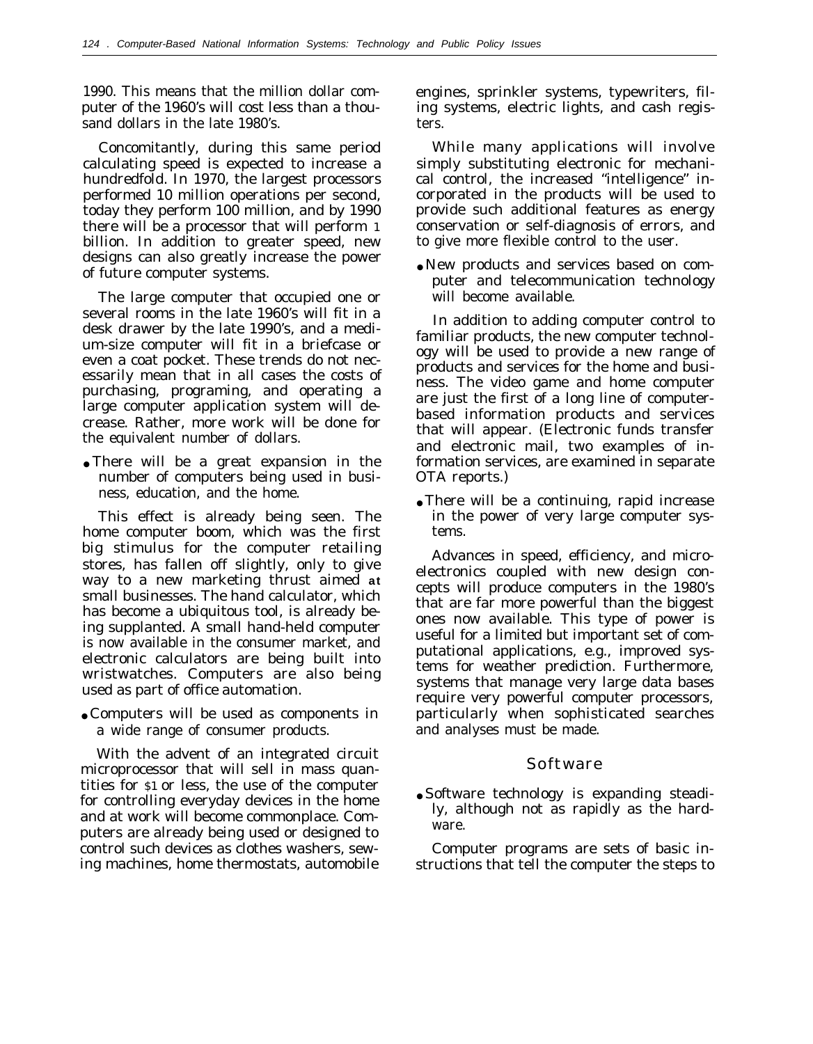1990. This means that the million dollar computer of the 1960's will cost less than a thousand dollars in the late 1980's.

Concomitantly, during this same period calculating speed is expected to increase a hundredfold. In 1970, the largest processors performed 10 million operations per second, today they perform 100 million, and by 1990 there will be a processor that will perform 1 billion. In addition to greater speed, new designs can also greatly increase the power of future computer systems.

The large computer that occupied one or several rooms in the late 1960's will fit in a desk drawer by the late 1990's, and a medium-size computer will fit in a briefcase or even a coat pocket. These trends do not necessarily mean that in all cases the costs of purchasing, programing, and operating a large computer application system will decrease. Rather, more work will be done for the equivalent number of dollars.

- There will be a great expansion in the number of computers being used in business, education, and the home.

This effect is already being seen. The home computer boom, which was the first big stimulus for the computer retailing stores, has fallen off slightly, only to give way to a new marketing thrust aimed **at** small businesses. The hand calculator, which has become a ubiquitous tool, is already being supplanted. A small hand-held computer is now available in the consumer market, and electronic calculators are being built into wristwatches. Computers are also being used as part of office automation.

- Computers will be used as components in a wide range of consumer products.

With the advent of an integrated circuit microprocessor that will sell in mass quantities for $1 or less, the use of the computer for controlling everyday devices in the home and at work will become commonplace. Computers are already being used or designed to control such devices as clothes washers, sewing machines, home thermostats, automobile engines, sprinkler systems, typewriters, filing systems, electric lights, and cash registers.

While many applications will involve simply substituting electronic for mechanical control, the increased "intelligence" incorporated in the products will be used to provide such additional features as energy conservation or self-diagnosis of errors, and to give more flexible control to the user.

- New products and services based on computer and telecommunication technology will become available.

In addition to adding computer control to familiar products, the new computer technology will be used to provide a new range of products and services for the home and business. The video game and home computer are just the first of a long line of computer-based information products and services that will appear. (Electronic funds transfer and electronic mail, two examples of information services, are examined in separate OTA reports.)

- There will be a continuing, rapid increase in the power of very large computer systems.

Advances in speed, efficiency, and microelectronics coupled with new design concepts will produce computers in the 1980's that are far more powerful than the biggest ones now available. This type of power is useful for a limited but important set of computational applications, e.g., improved systems for weather prediction. Furthermore, systems that manage very large data bases require very powerful computer processors, particularly when sophisticated searches and analyses must be made.

## Software

- Software technology is expanding steadily, although not as rapidly as the hardware.

Computer programs are sets of basic instructions that tell the computer the steps to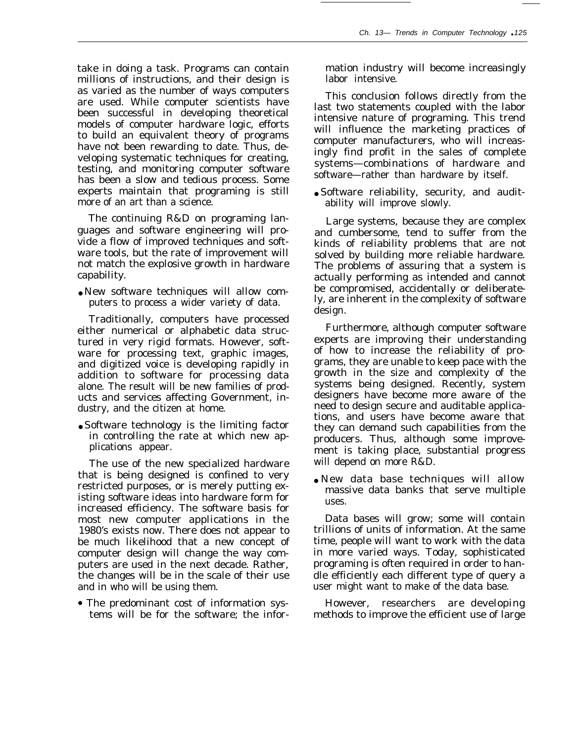take in doing a task. Programs can contain millions of instructions, and their design is as varied as the number of ways computers are used. While computer scientists have been successful in developing theoretical models of computer hardware logic, efforts to build an equivalent theory of programs have not been rewarding to date. Thus, developing systematic techniques for creating, testing, and monitoring computer software has been a slow and tedious process. Some experts maintain that programing is still more of an art than a science.

The continuing R&D on programing languages and software engineering will provide a flow of improved techniques and software tools, but the rate of improvement will not match the explosive growth in hardware capability.

- New software techniques will allow computers to process a wider variety of data.

Traditionally, computers have processed either numerical or alphabetic data structured in very rigid formats. However, software for processing text, graphic images, and digitized voice is developing rapidly in addition to software for processing data alone. The result will be new families of products and services affecting Government, industry, and the citizen at home.

- Software technology is the limiting factor in controlling the rate at which new applications appear.

The use of the new specialized hardware that is being designed is confined to very restricted purposes, or is merely putting existing software ideas into hardware form for increased efficiency. The software basis for most new computer applications in the 1980's exists now. There does not appear to be much likelihood that a new concept of computer design will change the way computers are used in the next decade. Rather, the changes will be in the scale of their use and in who will be using them.

- The predominant cost of information systems will be for the software; the information industry will become increasingly labor intensive.

This conclusion follows directly from the last two statements coupled with the labor intensive nature of programing. This trend will influence the marketing practices of computer manufacturers, who will increasingly find profit in the sales of complete systems—combinations of hardware and software—rather than hardware by itself.

- Software reliability, security, and auditability will improve slowly.

Large systems, because they are complex and cumbersome, tend to suffer from the kinds of reliability problems that are not solved by building more reliable hardware. The problems of assuring that a system is actually performing as intended and cannot be compromised, accidentally or deliberately, are inherent in the complexity of software design.

Furthermore, although computer software experts are improving their understanding of how to increase the reliability of programs, they are unable to keep pace with the growth in the size and complexity of the systems being designed. Recently, system designers have become more aware of the need to design secure and auditable applications, and users have become aware that they can demand such capabilities from the producers. Thus, although some improvement is taking place, substantial progress will depend on more R&D.

- New data base techniques will allow massive data banks that serve multiple uses.

Data bases will grow; some will contain trillions of units of information. At the same time, people will want to work with the data in more varied ways. Today, sophisticated programing is often required in order to handle efficiently each different type of query a user might want to make of the data base.

However, researchers are developing methods to improve the efficient use of large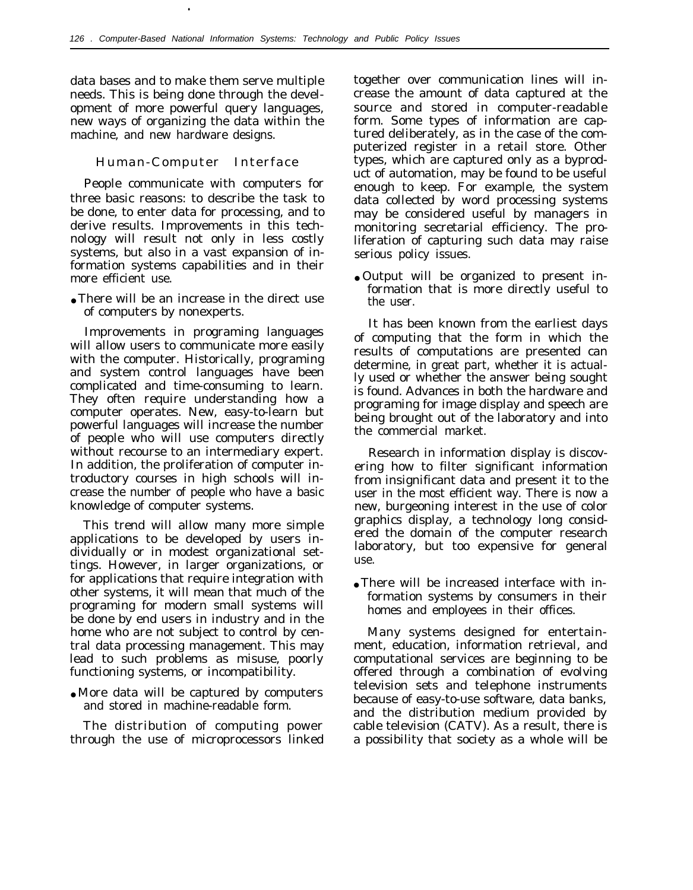data bases and to make them serve multiple needs. This is being done through the development of more powerful query languages, new ways of organizing the data within the machine, and new hardware designs.

### Human-Computer Interface

People communicate with computers for three basic reasons: to describe the task to be done, to enter data for processing, and to derive results. Improvements in this technology will result not only in less costly systems, but also in a vast expansion of information systems capabilities and in their more efficient use.

- There will be an increase in the direct use of computers by nonexperts.

Improvements in programing languages will allow users to communicate more easily with the computer. Historically, programing and system control languages have been complicated and time-consuming to learn. They often require understanding how a computer operates. New, easy-to-learn but powerful languages will increase the number of people who will use computers directly without recourse to an intermediary expert. In addition, the proliferation of computer introductory courses in high schools will increase the number of people who have a basic knowledge of computer systems.

This trend will allow many more simple applications to be developed by users individually or in modest organizational settings. However, in larger organizations, or for applications that require integration with other systems, it will mean that much of the programing for modern small systems will be done by end users in industry and in the home who are not subject to control by central data processing management. This may lead to such problems as misuse, poorly functioning systems, or incompatibility.

- More data will be captured by computers and stored in machine-readable form.

The distribution of computing power through the use of microprocessors linked together over communication lines will increase the amount of data captured at the source and stored in computer-readable form. Some types of information are captured deliberately, as in the case of the computerized register in a retail store. Other types, which are captured only as a byproduct of automation, may be found to be useful enough to keep. For example, the system data collected by word processing systems may be considered useful by managers in monitoring secretarial efficiency. The proliferation of capturing such data may raise serious policy issues.

- Output will be organized to present information that is more directly useful to the user.

It has been known from the earliest days of computing that the form in which the results of computations are presented can determine, in great part, whether it is actually used or whether the answer being sought is found. Advances in both the hardware and programing for image display and speech are being brought out of the laboratory and into the commercial market.

Research in information display is discovering how to filter significant information from insignificant data and present it to the user in the most efficient way. There is now a new, burgeoning interest in the use of color graphics display, a technology long considered the domain of the computer research laboratory, but too expensive for general use.

- There will be increased interface with information systems by consumers in their homes and employees in their offices.

Many systems designed for entertainment, education, information retrieval, and computational services are beginning to be offered through a combination of evolving television sets and telephone instruments because of easy-to-use software, data banks, and the distribution medium provided by cable television (CATV). As a result, there is a possibility that society as a whole will be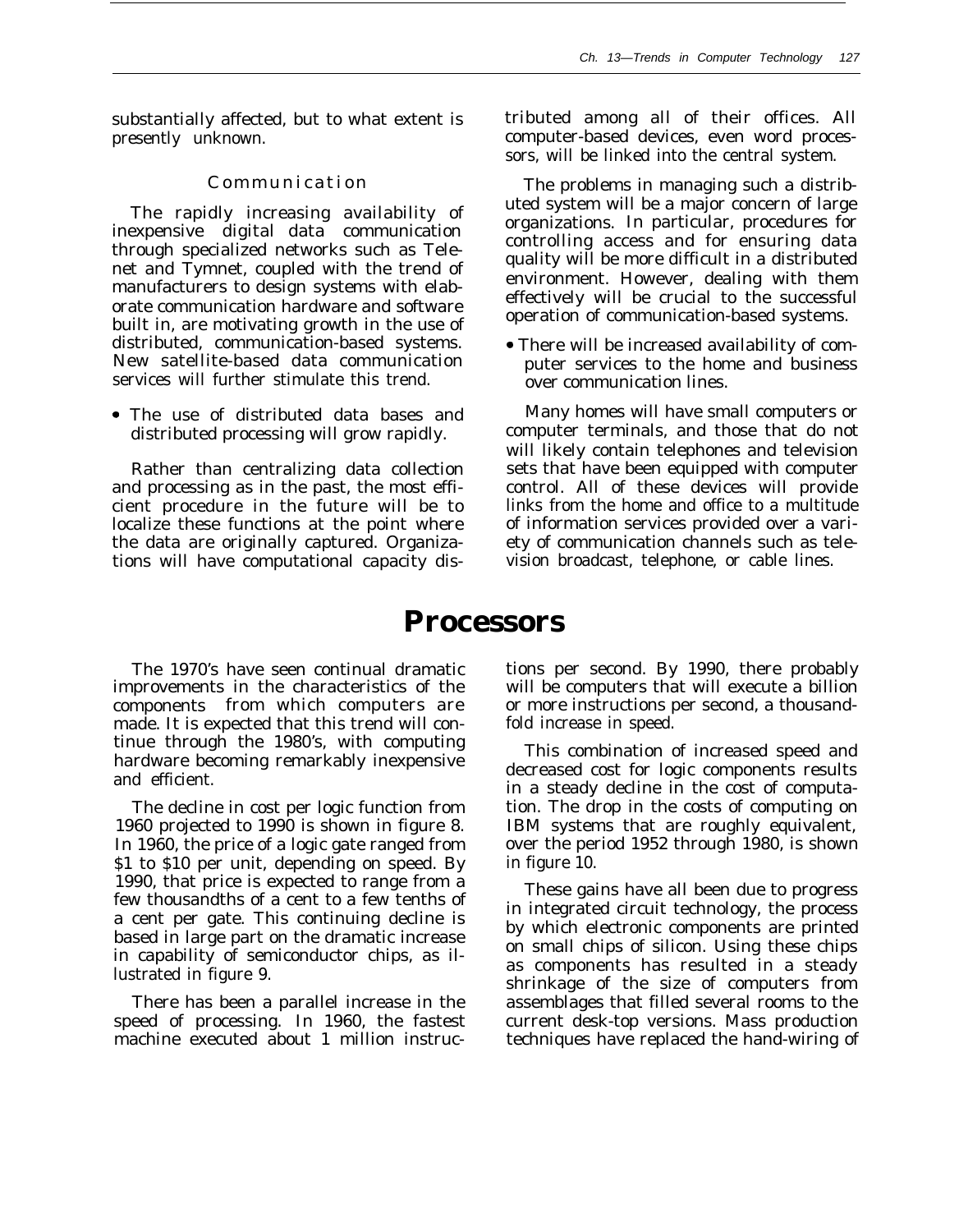substantially affected, but to what extent is presently unknown.

### Communication

The rapidly increasing availability of inexpensive digital data communication through specialized networks such as Telenet and Tymnet, coupled with the trend of manufacturers to design systems with elaborate communication hardware and software built in, are motivating growth in the use of distributed, communication-based systems. New satellite-based data communication services will further stimulate this trend.

- The use of distributed data bases and distributed processing will grow rapidly.

Rather than centralizing data collection and processing as in the past, the most efficient procedure in the future will be to localize these functions at the point where the data are originally captured. Organizations will have computational capacity distributed among all of their offices. All computer-based devices, even word processors, will be linked into the central system.

The problems in managing such a distributed system will be a major concern of large organizations. In particular, procedures for controlling access and for ensuring data quality will be more difficult in a distributed environment. However, dealing with them effectively will be crucial to the successful operation of communication-based systems.

- There will be increased availability of computer services to the home and business over communication lines.

Many homes will have small computers or computer terminals, and those that do not will likely contain telephones and television sets that have been equipped with computer control. All of these devices will provide links from the home and office to a multitude of information services provided over a variety of communication channels such as television broadcast, telephone, or cable lines.

## Processors

The 1970's have seen continual dramatic improvements in the characteristics of the components from which computers are made. It is expected that this trend will continue through the 1980's, with computing hardware becoming remarkably inexpensive and efficient.

The decline in cost per logic function from 1960 projected to 1990 is shown in figure 8. In 1960, the price of a logic gate ranged from $1 to $10 per unit, depending on speed. By 1990, that price is expected to range from a few thousandths of a cent to a few tenths of a cent per gate. This continuing decline is based in large part on the dramatic increase in capability of semiconductor chips, as illustrated in figure 9.

There has been a parallel increase in the speed of processing. In 1960, the fastest machine executed about 1 million instructions per second. By 1990, there probably will be computers that will execute a billion or more instructions per second, a thousandfold increase in speed.

This combination of increased speed and decreased cost for logic components results in a steady decline in the cost of computation. The drop in the costs of computing on IBM systems that are roughly equivalent, over the period 1952 through 1980, is shown in figure 10.

These gains have all been due to progress in integrated circuit technology, the process by which electronic components are printed on small chips of silicon. Using these chips as components has resulted in a steady shrinkage of the size of computers from assemblages that filled several rooms to the current desk-top versions. Mass production techniques have replaced the hand-wiring of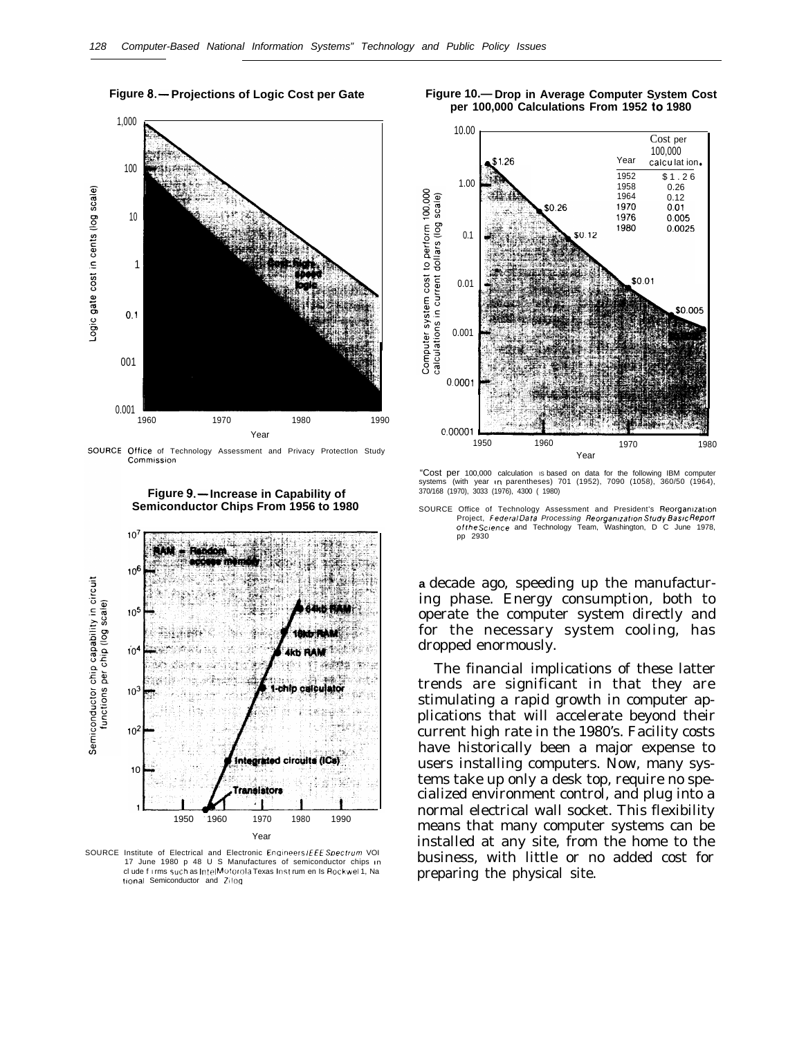**Figure 8.—Projections of Logic Cost per Gate**

SOURCE Office of Technology Assessment and Privacy Protection Study Commission

**Figure 9.—Increase in Capability of Semiconductor Chips From 1956 to 1980**

SOURCE Institute of Electrical and Electronic Engineers *IEEE Spectrum* VOl 17 June 1980 p 48 U S Manufactures of semiconductor chips include firms such as Intel Motorola Texas Instruments Rockwell, National Semiconductor and Zilog

**Figure 10.—Drop in Average Computer System Cost per 100,000 Calculations From 1952 to 1980**

| Year | Cost per 100,000 calculation* |
|---|---|
| 1952 | $1.26 |
| 1958 | 0.26 |
| 1964 | 0.12 |
| 1970 | 0.01 |
| 1976 | 0.005 |
| 1980 | 0.0025 |

*Cost per 100,000 calculation is based on data for the following IBM computer systems (with year in parentheses) 701 (1952), 7090 (1058), 360/50 (1964), 370/168 (1970), 3033 (1976), 4300 ( 1980)

SOURCE Office of Technology Assessment and President's Reorganization Project, *Federal Data Processing Reorganization Study Basic Report of the Science and Technology Team*, Washington, D C June 1978, pp 2930

a decade ago, speeding up the manufacturing phase. Energy consumption, both to operate the computer system directly and for the necessary system cooling, has dropped enormously.

The financial implications of these latter trends are significant in that they are stimulating a rapid growth in computer applications that will accelerate beyond their current high rate in the 1980's. Facility costs have historically been a major expense to users installing computers. Now, many systems take up only a desk top, require no specialized environment control, and plug into a normal electrical wall socket. This flexibility means that many computer systems can be installed at any site, from the home to the business, with little or no added cost for preparing the physical site.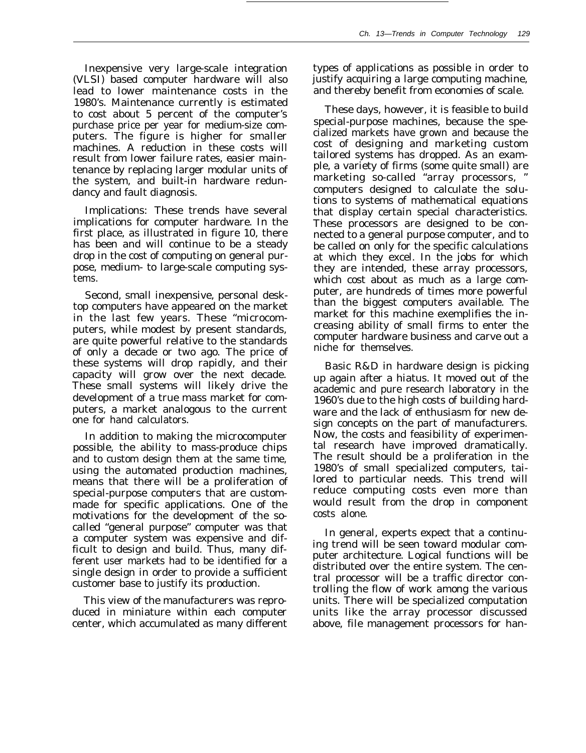Inexpensive very large-scale integration (VLSI) based computer hardware will also lead to lower maintenance costs in the 1980's. Maintenance currently is estimated to cost about 5 percent of the computer's purchase price per year for medium-size computers. The figure is higher for smaller machines. A reduction in these costs will result from lower failure rates, easier maintenance by replacing larger modular units of the system, and built-in hardware redundancy and fault diagnosis.

Implications: These trends have several implications for computer hardware. In the first place, as illustrated in figure 10, there has been and will continue to be a steady drop in the cost of computing on general purpose, medium- to large-scale computing systems.

Second, small inexpensive, personal desktop computers have appeared on the market in the last few years. These "microcomputers, while modest by present standards, are quite powerful relative to the standards of only a decade or two ago. The price of these systems will drop rapidly, and their capacity will grow over the next decade. These small systems will likely drive the development of a true mass market for computers, a market analogous to the current one for hand calculators.

In addition to making the microcomputer possible, the ability to mass-produce chips and to custom design them at the same time, using the automated production machines, means that there will be a proliferation of special-purpose computers that are custom-made for specific applications. One of the motivations for the development of the so-called "general purpose" computer was that a computer system was expensive and difficult to design and build. Thus, many different user markets had to be identified for a single design in order to provide a sufficient customer base to justify its production.

This view of the manufacturers was reproduced in miniature within each computer center, which accumulated as many different types of applications as possible in order to justify acquiring a large computing machine, and thereby benefit from economies of scale.

These days, however, it is feasible to build special-purpose machines, because the specialized markets have grown and because the cost of designing and marketing custom tailored systems has dropped. As an example, a variety of firms (some quite small) are marketing so-called "array processors, " computers designed to calculate the solutions to systems of mathematical equations that display certain special characteristics. These processors are designed to be connected to a general purpose computer, and to be called on only for the specific calculations at which they excel. In the jobs for which they are intended, these array processors, which cost about as much as a large computer, are hundreds of times more powerful than the biggest computers available. The market for this machine exemplifies the increasing ability of small firms to enter the computer hardware business and carve out a niche for themselves.

Basic R&D in hardware design is picking up again after a hiatus. It moved out of the academic and pure research laboratory in the 1960's due to the high costs of building hardware and the lack of enthusiasm for new design concepts on the part of manufacturers. Now, the costs and feasibility of experimental research have improved dramatically. The result should be a proliferation in the 1980's of small specialized computers, tailored to particular needs. This trend will reduce computing costs even more than would result from the drop in component costs alone.

In general, experts expect that a continuing trend will be seen toward modular computer architecture. Logical functions will be distributed over the entire system. The central processor will be a traffic director controlling the flow of work among the various units. There will be specialized computation units like the array processor discussed above, file management processors for han-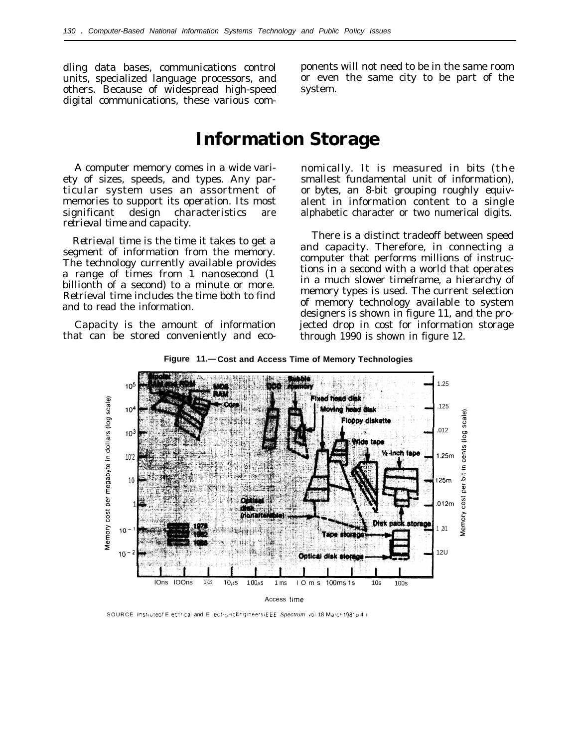dling data bases, communications control units, specialized language processors, and others. Because of widespread high-speed digital communications, these various components will not need to be in the same room or even the same city to be part of the system.

# Information Storage

A computer memory comes in a wide variety of sizes, speeds, and types. Any particular system uses an assortment of memories to support its operation. Its most significant design characteristics are *retrieval time* and *capacity*.

*Retrieval time* is the time it takes to get a segment of information from the memory. The technology currently available provides a range of times from 1 nanosecond (1 billionth of a second) to a minute or more. Retrieval time includes the time both to find and to read the information.

*Capacity* is the amount of information that can be stored conveniently and economically. It is measured in bits (the smallest fundamental unit of information), or bytes, an 8-bit grouping roughly equivalent in information content to a single alphabetic character or two numerical digits.

There is a distinct tradeoff between speed and capacity. Therefore, in connecting a computer that performs millions of instructions in a second with a world that operates in a much slower timeframe, a hierarchy of memory types is used. The current selection of memory technology available to system designers is shown in figure 11, and the projected drop in cost for information storage through 1990 is shown in figure 12.

**Figure 11.—Cost and Access Time of Memory Technologies**

SOURCE: Institute of Electrical and Electronic Engineers, *IEEE Spectrum*, vol. 18, March 1981, p. 41.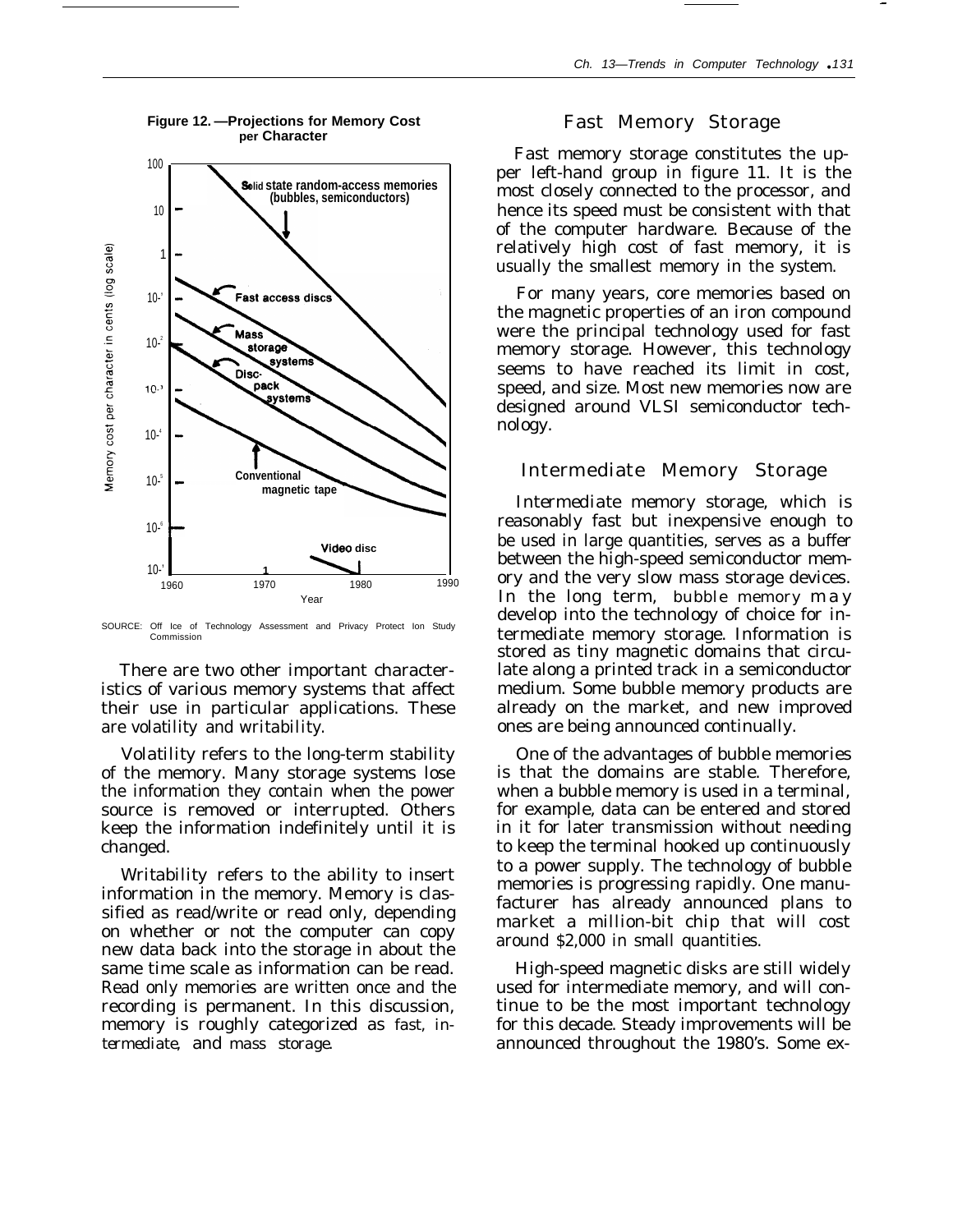**Figure 12. —Projections for Memory Cost per Character**

SOURCE: Office of Technology Assessment and Privacy Protection Study Commission

There are two other important characteristics of various memory systems that affect their use in particular applications. These are volatility and writability.

Volatility refers to the long-term stability of the memory. Many storage systems lose the information they contain when the power source is removed or interrupted. Others keep the information indefinitely until it is changed.

Writability refers to the ability to insert information in the memory. Memory is classified as read/write or read only, depending on whether or not the computer can copy new data back into the storage in about the same time scale as information can be read. Read only memories are written once and the recording is permanent. In this discussion, memory is roughly categorized as fast, intermediate, and mass storage.

## Fast Memory Storage

Fast memory storage constitutes the upper left-hand group in figure 11. It is the most closely connected to the processor, and hence its speed must be consistent with that of the computer hardware. Because of the relatively high cost of fast memory, it is usually the smallest memory in the system.

For many years, core memories based on the magnetic properties of an iron compound were the principal technology used for fast memory storage. However, this technology seems to have reached its limit in cost, speed, and size. Most new memories now are designed around VLSI semiconductor technology.

## Intermediate Memory Storage

Intermediate memory storage, which is reasonably fast but inexpensive enough to be used in large quantities, serves as a buffer between the high-speed semiconductor memory and the very slow mass storage devices. In the long term, bubble memory may develop into the technology of choice for intermediate memory storage. Information is stored as tiny magnetic domains that circulate along a printed track in a semiconductor medium. Some bubble memory products are already on the market, and new improved ones are being announced continually.

One of the advantages of bubble memories is that the domains are stable. Therefore, when a bubble memory is used in a terminal, for example, data can be entered and stored in it for later transmission without needing to keep the terminal hooked up continuously to a power supply. The technology of bubble memories is progressing rapidly. One manufacturer has already announced plans to market a million-bit chip that will cost around $2,000 in small quantities.

High-speed magnetic disks are still widely used for intermediate memory, and will continue to be the most important technology for this decade. Steady improvements will be announced throughout the 1980's. Some ex-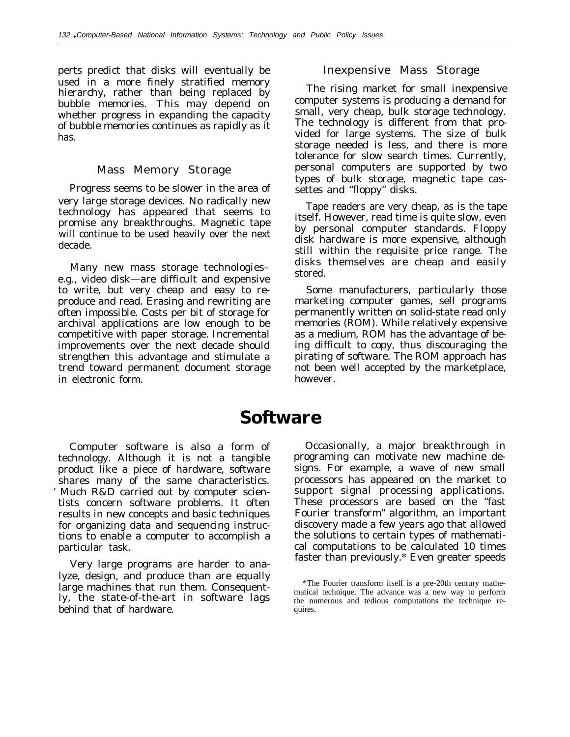perts predict that disks will eventually be used in a more finely stratified memory hierarchy, rather than being replaced by bubble memories. This may depend on whether progress in expanding the capacity of bubble memories continues as rapidly as it has.

### Mass Memory Storage

Progress seems to be slower in the area of very large storage devices. No radically new technology has appeared that seems to promise any breakthroughs. Magnetic tape will continue to be used heavily over the next decade.

Many new mass storage technologies–e.g., video disk—are difficult and expensive to write, but very cheap and easy to reproduce and read. Erasing and rewriting are often impossible. Costs per bit of storage for archival applications are low enough to be competitive with paper storage. Incremental improvements over the next decade should strengthen this advantage and stimulate a trend toward permanent document storage in electronic form.

### Inexpensive Mass Storage

The rising market for small inexpensive computer systems is producing a demand for small, very cheap, bulk storage technology. The technology is different from that provided for large systems. The size of bulk storage needed is less, and there is more tolerance for slow search times. Currently, personal computers are supported by two types of bulk storage, magnetic tape cassettes and "floppy" disks.

Tape readers are very cheap, as is the tape itself. However, read time is quite slow, even by personal computer standards. Floppy disk hardware is more expensive, although still within the requisite price range. The disks themselves are cheap and easily stored.

Some manufacturers, particularly those marketing computer games, sell programs permanently written on solid-state read only memories (ROM). While relatively expensive as a medium, ROM has the advantage of being difficult to copy, thus discouraging the pirating of software. The ROM approach has not been well accepted by the marketplace, however.

## Software

Computer software is also a form of technology. Although it is not a tangible product like a piece of hardware, software shares many of the same characteristics. Much R&D carried out by computer scientists concern software problems. It often results in new concepts and basic techniques for organizing data and sequencing instructions to enable a computer to accomplish a particular task.

Very large programs are harder to analyze, design, and produce than are equally large machines that run them. Consequently, the state-of-the-art in software lags behind that of hardware.

Occasionally, a major breakthrough in programing can motivate new machine designs. For example, a wave of new small processors has appeared on the market to support signal processing applications. These processors are based on the "fast Fourier transform" algorithm, an important discovery made a few years ago that allowed the solutions to certain types of mathematical computations to be calculated 10 times faster than previously.* Even greater speeds

*The Fourier transform itself is a pre-20th century mathematical technique. The advance was a new way to perform the numerous and tedious computations the technique requires.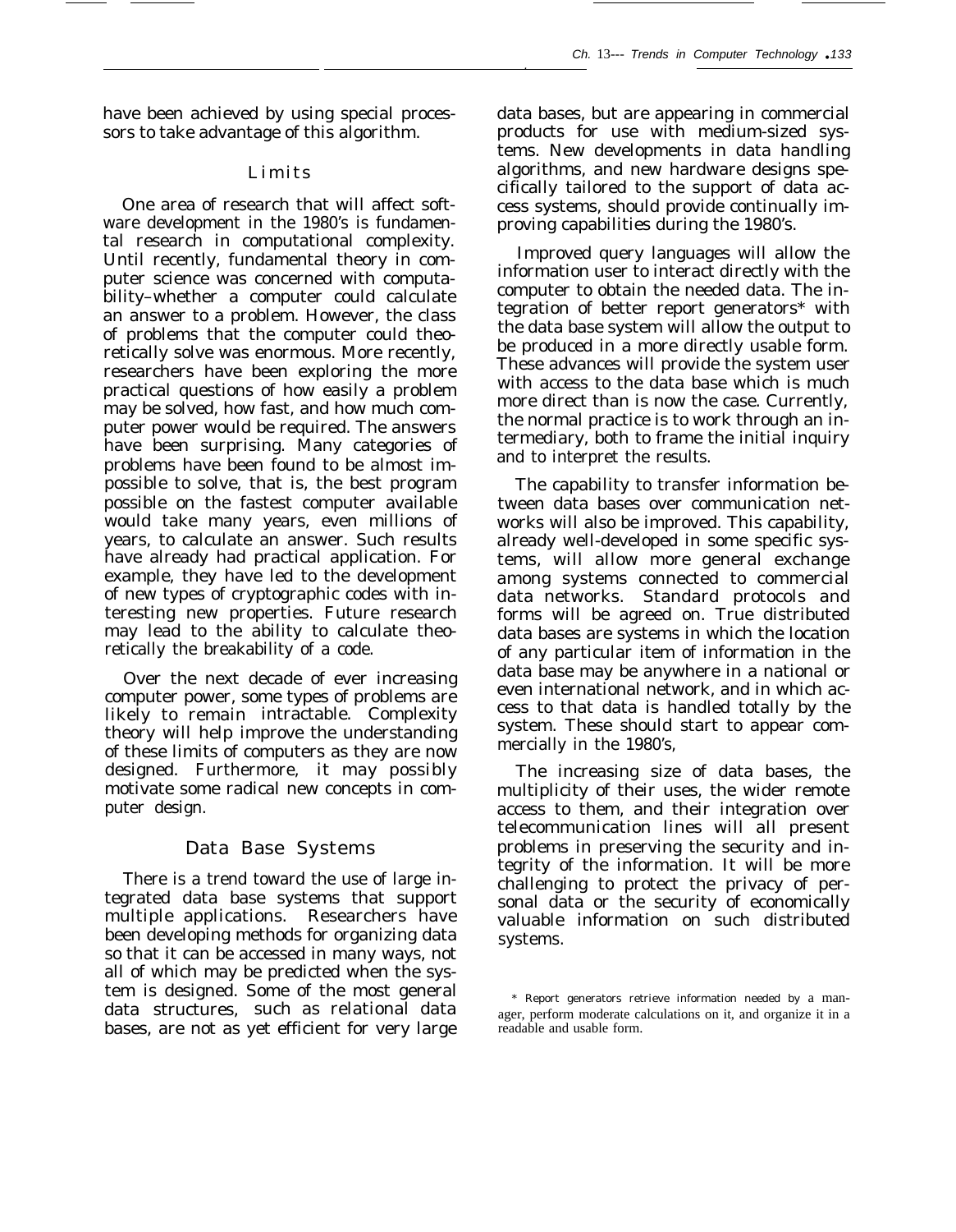have been achieved by using special processors to take advantage of this algorithm.

## Limits

One area of research that will affect software development in the 1980's is fundamental research in computational complexity. Until recently, fundamental theory in computer science was concerned with computability–whether a computer could calculate an answer to a problem. However, the class of problems that the computer could theoretically solve was enormous. More recently, researchers have been exploring the more practical questions of how easily a problem may be solved, how fast, and how much computer power would be required. The answers have been surprising. Many categories of problems have been found to be almost impossible to solve, that is, the best program possible on the fastest computer available would take many years, even millions of years, to calculate an answer. Such results have already had practical application. For example, they have led to the development of new types of cryptographic codes with interesting new properties. Future research may lead to the ability to calculate theoretically the breakability of a code.

Over the next decade of ever increasing computer power, some types of problems are likely to remain intractable. Complexity theory will help improve the understanding of these limits of computers as they are now designed. Furthermore, it may possibly motivate some radical new concepts in computer design.

## Data Base Systems

There is a trend toward the use of large integrated data base systems that support multiple applications. Researchers have been developing methods for organizing data so that it can be accessed in many ways, not all of which may be predicted when the system is designed. Some of the most general data structures, such as relational data bases, are not as yet efficient for very large data bases, but are appearing in commercial products for use with medium-sized systems. New developments in data handling algorithms, and new hardware designs specifically tailored to the support of data access systems, should provide continually improving capabilities during the 1980's.

Improved query languages will allow the information user to interact directly with the computer to obtain the needed data. The integration of better report generators* with the data base system will allow the output to be produced in a more directly usable form. These advances will provide the system user with access to the data base which is much more direct than is now the case. Currently, the normal practice is to work through an intermediary, both to frame the initial inquiry and to interpret the results.

The capability to transfer information between data bases over communication networks will also be improved. This capability, already well-developed in some specific systems, will allow more general exchange among systems connected to commercial data networks. Standard protocols and forms will be agreed on. True distributed data bases are systems in which the location of any particular item of information in the data base may be anywhere in a national or even international network, and in which access to that data is handled totally by the system. These should start to appear commercially in the 1980's,

The increasing size of data bases, the multiplicity of their uses, the wider remote access to them, and their integration over telecommunication lines will all present problems in preserving the security and integrity of the information. It will be more challenging to protect the privacy of personal data or the security of economically valuable information on such distributed systems.

\* Report generators retrieve information needed by a manager, perform moderate calculations on it, and organize it in a readable and usable form.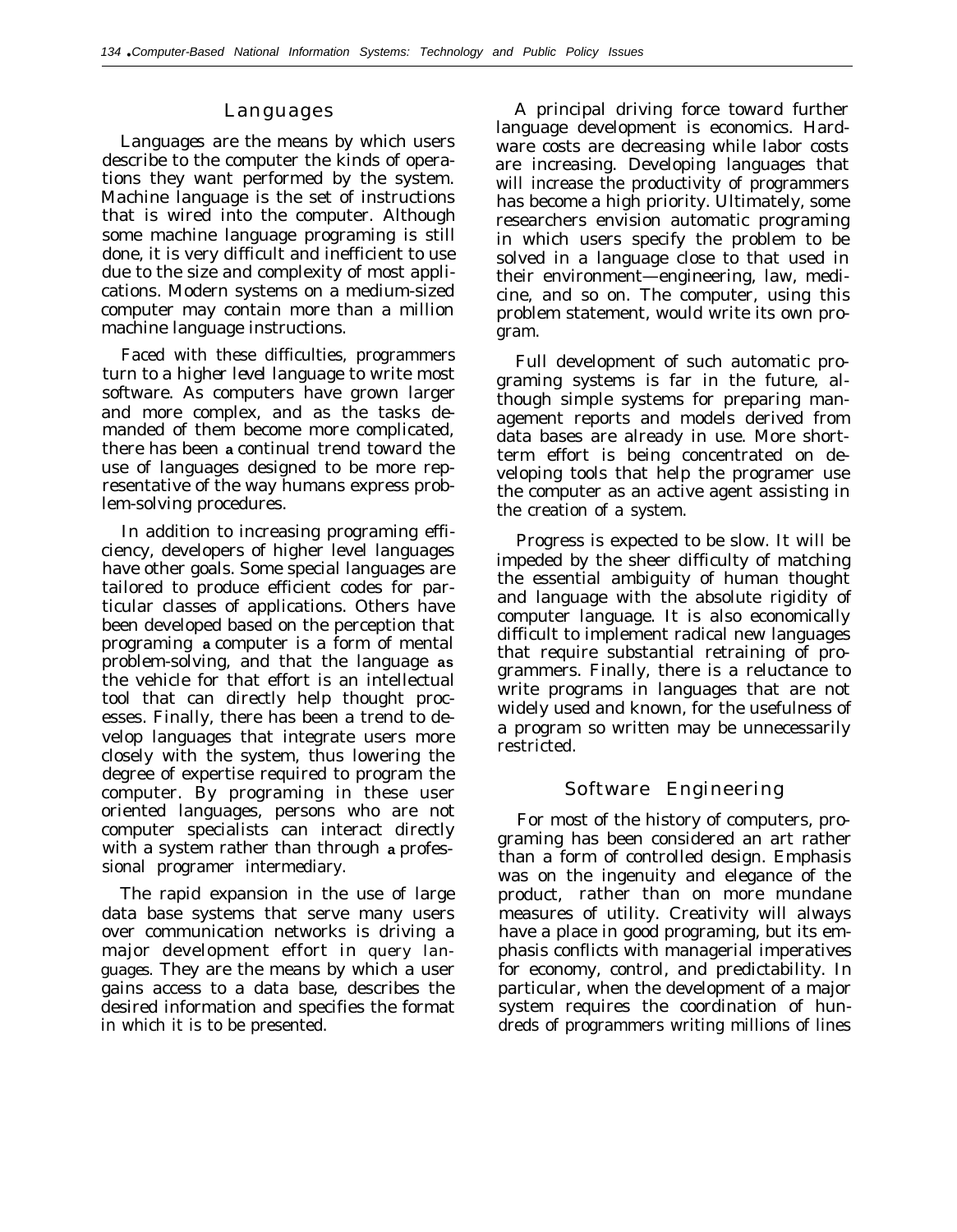## Languages

Languages are the means by which users describe to the computer the kinds of operations they want performed by the system. Machine language is the set of instructions that is wired into the computer. Although some machine language programing is still done, it is very difficult and inefficient to use due to the size and complexity of most applications. Modern systems on a medium-sized computer may contain more than a million machine language instructions.

Faced with these difficulties, programmers turn to a higher level language to write most software. As computers have grown larger and more complex, and as the tasks demanded of them become more complicated, there has been a continual trend toward the use of languages designed to be more representative of the way humans express problem-solving procedures.

In addition to increasing programing efficiency, developers of higher level languages have other goals. Some special languages are tailored to produce efficient codes for particular classes of applications. Others have been developed based on the perception that programing a computer is a form of mental problem-solving, and that the language as the vehicle for that effort is an intellectual tool that can directly help thought processes. Finally, there has been a trend to develop languages that integrate users more closely with the system, thus lowering the degree of expertise required to program the computer. By programing in these user oriented languages, persons who are not computer specialists can interact directly with a system rather than through a professional programer intermediary.

The rapid expansion in the use of large data base systems that serve many users over communication networks is driving a major development effort in query languages. They are the means by which a user gains access to a data base, describes the desired information and specifies the format in which it is to be presented.

A principal driving force toward further language development is economics. Hardware costs are decreasing while labor costs are increasing. Developing languages that will increase the productivity of programmers has become a high priority. Ultimately, some researchers envision automatic programing in which users specify the problem to be solved in a language close to that used in their environment—engineering, law, medicine, and so on. The computer, using this problem statement, would write its own program.

Full development of such automatic programing systems is far in the future, although simple systems for preparing management reports and models derived from data bases are already in use. More short-term effort is being concentrated on developing tools that help the programer use the computer as an active agent assisting in the creation of a system.

Progress is expected to be slow. It will be impeded by the sheer difficulty of matching the essential ambiguity of human thought and language with the absolute rigidity of computer language. It is also economically difficult to implement radical new languages that require substantial retraining of programmers. Finally, there is a reluctance to write programs in languages that are not widely used and known, for the usefulness of a program so written may be unnecessarily restricted.

## Software Engineering

For most of the history of computers, programing has been considered an art rather than a form of controlled design. Emphasis was on the ingenuity and elegance of the product, rather than on more mundane measures of utility. Creativity will always have a place in good programing, but its emphasis conflicts with managerial imperatives for economy, control, and predictability. In particular, when the development of a major system requires the coordination of hundreds of programmers writing millions of lines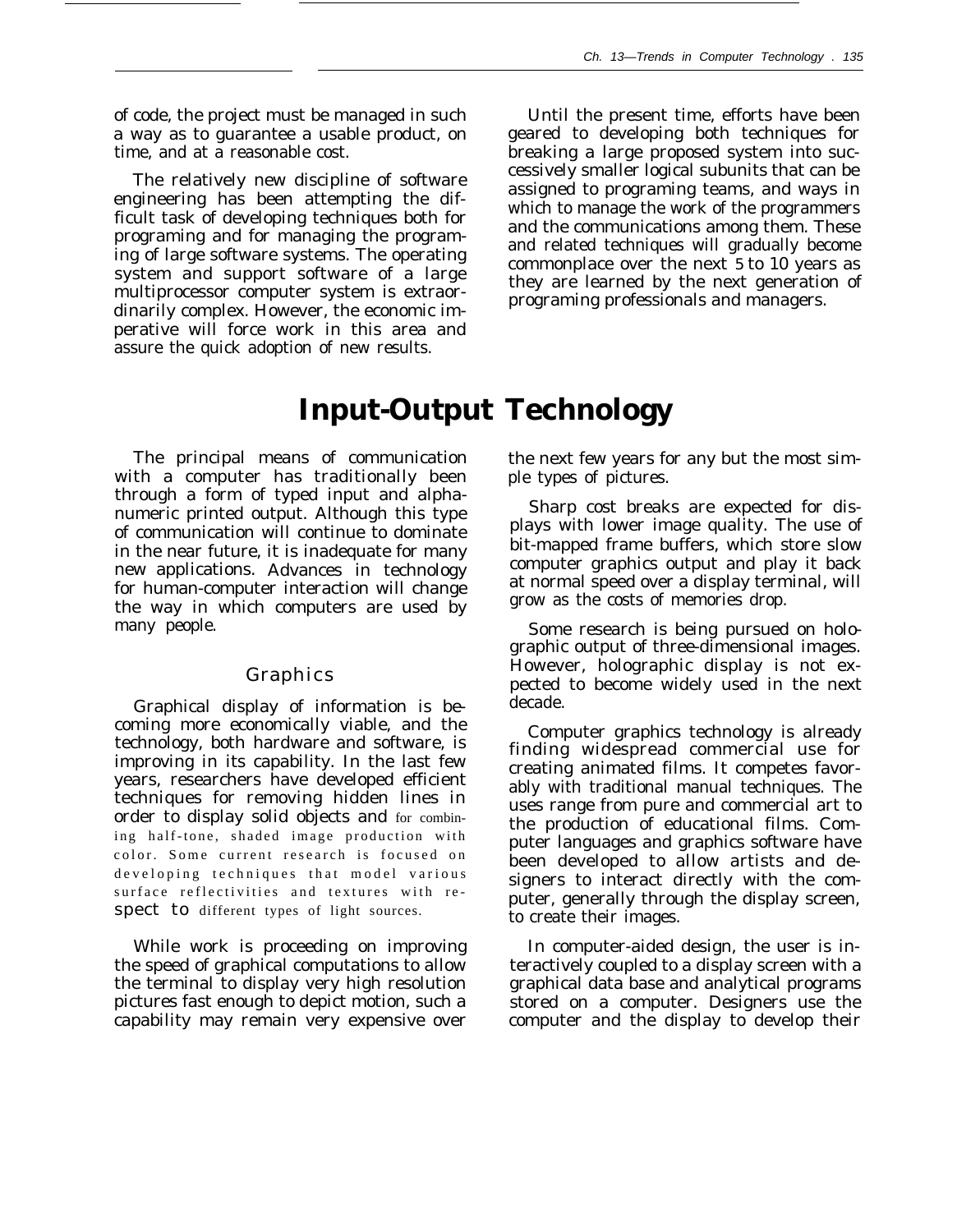of code, the project must be managed in such a way as to guarantee a usable product, on time, and at a reasonable cost.

The relatively new discipline of software engineering has been attempting the difficult task of developing techniques both for programing and for managing the programing of large software systems. The operating system and support software of a large multiprocessor computer system is extraordinarily complex. However, the economic imperative will force work in this area and assure the quick adoption of new results.

Until the present time, efforts have been geared to developing both techniques for breaking a large proposed system into successively smaller logical subunits that can be assigned to programing teams, and ways in which to manage the work of the programmers and the communications among them. These and related techniques will gradually become commonplace over the next 5 to 10 years as they are learned by the next generation of programing professionals and managers.

# Input-Output Technology

The principal means of communication with a computer has traditionally been through a form of typed input and alphanumeric printed output. Although this type of communication will continue to dominate in the near future, it is inadequate for many new applications. Advances in technology for human-computer interaction will change the way in which computers are used by many people.

## Graphics

Graphical display of information is becoming more economically viable, and the technology, both hardware and software, is improving in its capability. In the last few years, researchers have developed efficient techniques for removing hidden lines in order to display solid objects and for combining half-tone, shaded image production with color. Some current research is focused on developing techniques that model various surface reflectivities and textures with respect to different types of light sources.

While work is proceeding on improving the speed of graphical computations to allow the terminal to display very high resolution pictures fast enough to depict motion, such a capability may remain very expensive over the next few years for any but the most simple types of pictures.

Sharp cost breaks are expected for displays with lower image quality. The use of bit-mapped frame buffers, which store slow computer graphics output and play it back at normal speed over a display terminal, will grow as the costs of memories drop.

Some research is being pursued on holographic output of three-dimensional images. However, holographic display is not expected to become widely used in the next decade.

Computer graphics technology is already finding widespread commercial use for creating animated films. It competes favorably with traditional manual techniques. The uses range from pure and commercial art to the production of educational films. Computer languages and graphics software have been developed to allow artists and designers to interact directly with the computer, generally through the display screen, to create their images.

In computer-aided design, the user is interactively coupled to a display screen with a graphical data base and analytical programs stored on a computer. Designers use the computer and the display to develop their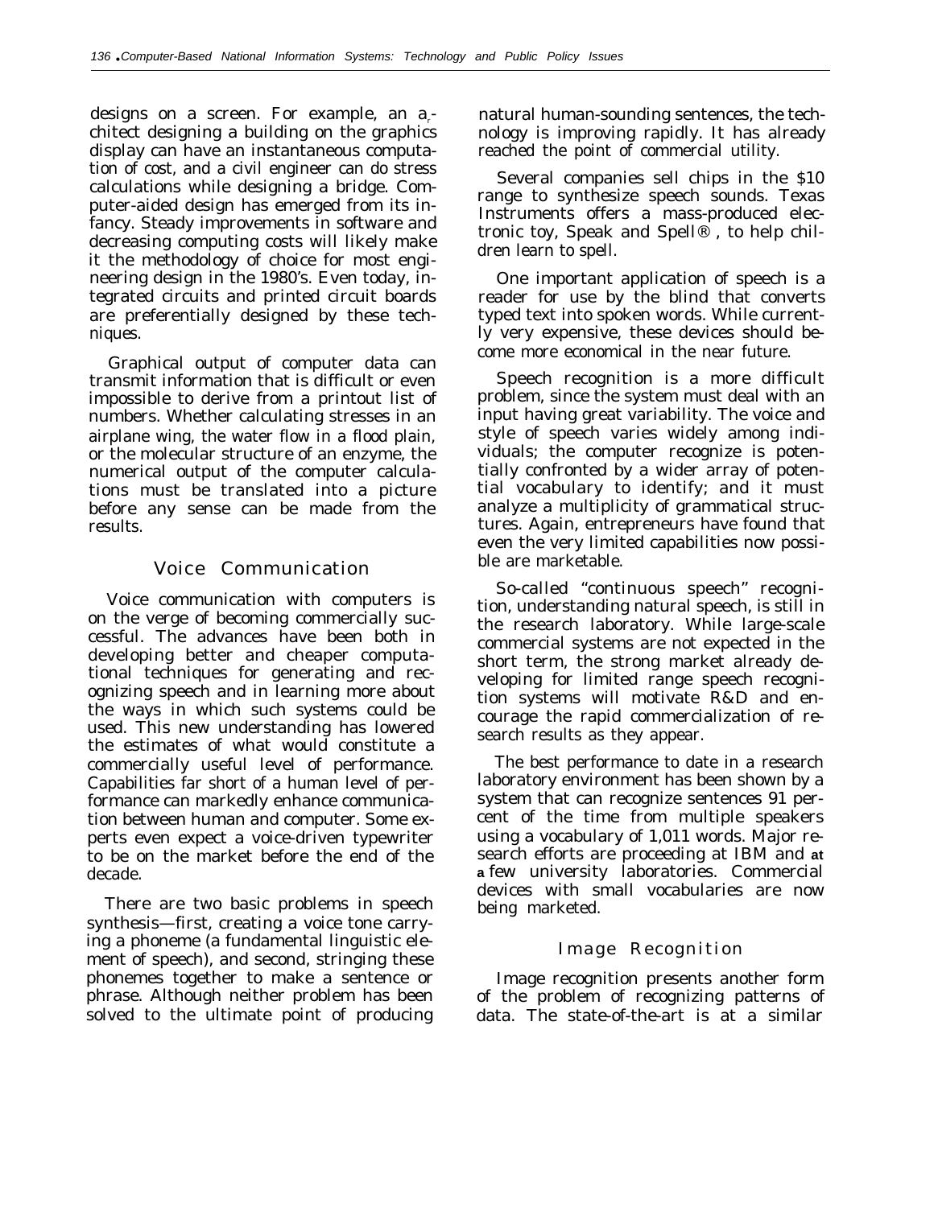designs on a screen. For example, an architect designing a building on the graphics display can have an instantaneous computation of cost, and a civil engineer can do stress calculations while designing a bridge. Computer-aided design has emerged from its infancy. Steady improvements in software and decreasing computing costs will likely make it the methodology of choice for most engineering design in the 1980's. Even today, integrated circuits and printed circuit boards are preferentially designed by these techniques.

Graphical output of computer data can transmit information that is difficult or even impossible to derive from a printout list of numbers. Whether calculating stresses in an airplane wing, the water flow in a flood plain, or the molecular structure of an enzyme, the numerical output of the computer calculations must be translated into a picture before any sense can be made from the results.

## Voice Communication

Voice communication with computers is on the verge of becoming commercially successful. The advances have been both in developing better and cheaper computational techniques for generating and recognizing speech and in learning more about the ways in which such systems could be used. This new understanding has lowered the estimates of what would constitute a commercially useful level of performance. Capabilities far short of a human level of performance can markedly enhance communication between human and computer. Some experts even expect a voice-driven typewriter to be on the market before the end of the decade.

There are two basic problems in speech synthesis—first, creating a voice tone carrying a phoneme (a fundamental linguistic element of speech), and second, stringing these phonemes together to make a sentence or phrase. Although neither problem has been solved to the ultimate point of producing natural human-sounding sentences, the technology is improving rapidly. It has already reached the point of commercial utility.

Several companies sell chips in the $10 range to synthesize speech sounds. Texas Instruments offers a mass-produced electronic toy, Speak and Spell®, to help children learn to spell.

One important application of speech is a reader for use by the blind that converts typed text into spoken words. While currently very expensive, these devices should become more economical in the near future.

Speech recognition is a more difficult problem, since the system must deal with an input having great variability. The voice and style of speech varies widely among individuals; the computer recognize is potentially confronted by a wider array of potential vocabulary to identify; and it must analyze a multiplicity of grammatical structures. Again, entrepreneurs have found that even the very limited capabilities now possible are marketable.

So-called "continuous speech" recognition, understanding natural speech, is still in the research laboratory. While large-scale commercial systems are not expected in the short term, the strong market already developing for limited range speech recognition systems will motivate R&D and encourage the rapid commercialization of research results as they appear.

The best performance to date in a research laboratory environment has been shown by a system that can recognize sentences 91 percent of the time from multiple speakers using a vocabulary of 1,011 words. Major research efforts are proceeding at IBM and at a few university laboratories. Commercial devices with small vocabularies are now being marketed.

## Image Recognition

Image recognition presents another form of the problem of recognizing patterns of data. The state-of-the-art is at a similar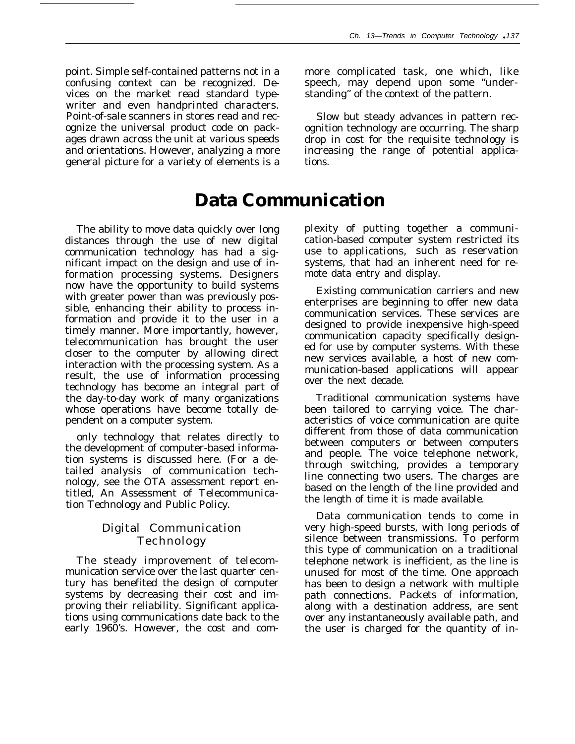point. Simple self-contained patterns not in a confusing context can be recognized. Devices on the market read standard typewriter and even handprinted characters. Point-of-sale scanners in stores read and recognize the universal product code on packages drawn across the unit at various speeds and orientations. However, analyzing a more general picture for a variety of elements is a more complicated task, one which, like speech, may depend upon some "understanding" of the context of the pattern.

Slow but steady advances in pattern recognition technology are occurring. The sharp drop in cost for the requisite technology is increasing the range of potential applications.

# Data Communication

The ability to move data quickly over long distances through the use of new digital communication technology has had a significant impact on the design and use of information processing systems. Designers now have the opportunity to build systems with greater power than was previously possible, enhancing their ability to process information and provide it to the user in a timely manner. More importantly, however, telecommunication has brought the user closer to the computer by allowing direct interaction with the processing system. As a result, the use of information processing technology has become an integral part of the day-to-day work of many organizations whose operations have become totally dependent on a computer system.

only technology that relates directly to the development of computer-based information systems is discussed here. (For a detailed analysis of communication technology, see the OTA assessment report entitled, *An Assessment of Telecommunication Technology and Public Policy*.

## Digital Communication Technology

The steady improvement of telecommunication service over the last quarter century has benefited the design of computer systems by decreasing their cost and improving their reliability. Significant applications using communications date back to the early 1960's. However, the cost and complexity of putting together a communication-based computer system restricted its use to applications, such as reservation systems, that had an inherent need for remote data entry and display.

Existing communication carriers and new enterprises are beginning to offer new data communication services. These services are designed to provide inexpensive high-speed communication capacity specifically designed for use by computer systems. With these new services available, a host of new communication-based applications will appear over the next decade.

Traditional communication systems have been tailored to carrying voice. The characteristics of voice communication are quite different from those of data communication between computers or between computers and people. The voice telephone network, through switching, provides a temporary line connecting two users. The charges are based on the length of the line provided and the length of time it is made available.

Data communication tends to come in very high-speed bursts, with long periods of silence between transmissions. To perform this type of communication on a traditional telephone network is inefficient, as the line is unused for most of the time. One approach has been to design a network with multiple path connections. Packets of information, along with a destination address, are sent over any instantaneously available path, and the user is charged for the quantity of in-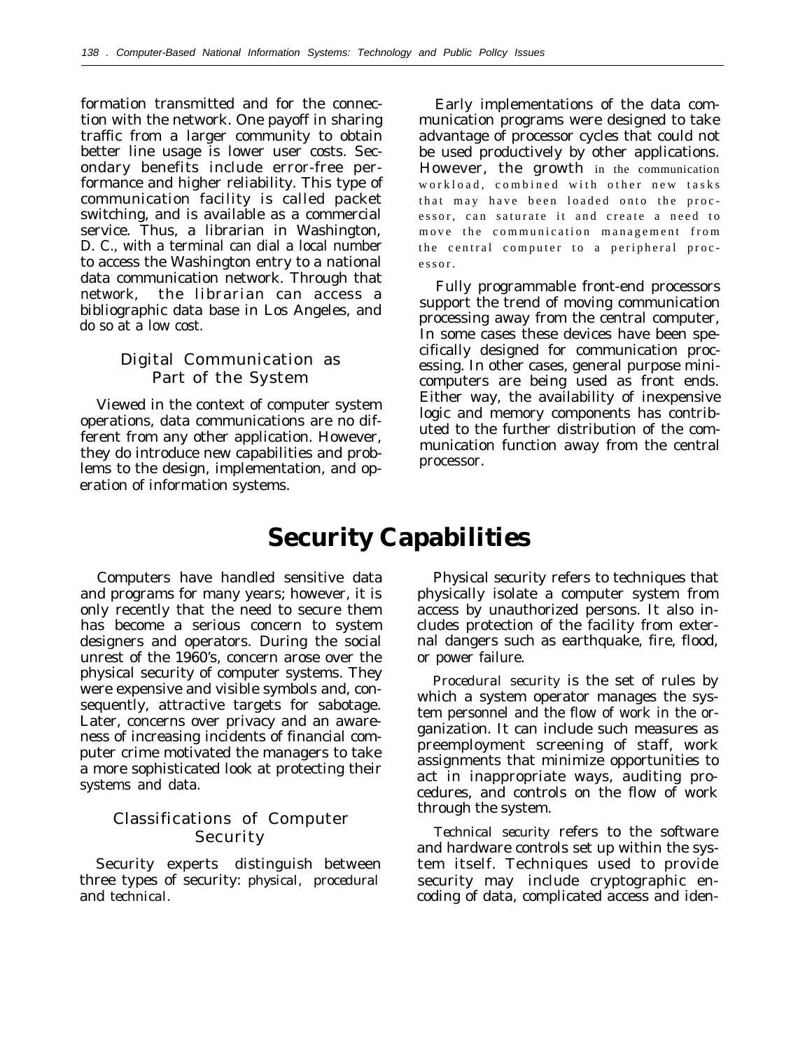formation transmitted and for the connection with the network. One payoff in sharing traffic from a larger community to obtain better line usage is lower user costs. Secondary benefits include error-free performance and higher reliability. This type of communication facility is called packet switching, and is available as a commercial service. Thus, a librarian in Washington, D. C., with a terminal can dial a local number to access the Washington entry to a national data communication network. Through that network, the librarian can access a bibliographic data base in Los Angeles, and do so at a low cost.

### Digital Communication as Part of the System

Viewed in the context of computer system operations, data communications are no different from any other application. However, they do introduce new capabilities and problems to the design, implementation, and operation of information systems.

Early implementations of the data communication programs were designed to take advantage of processor cycles that could not be used productively by other applications. However, the growth in the communication workload, combined with other new tasks that may have been loaded onto the processor, can saturate it and create a need to move the communication management from the central computer to a peripheral processor.

Fully programmable front-end processors support the trend of moving communication processing away from the central computer, In some cases these devices have been specifically designed for communication processing. In other cases, general purpose minicomputers are being used as front ends. Either way, the availability of inexpensive logic and memory components has contributed to the further distribution of the communication function away from the central processor.

## Security Capabilities

Computers have handled sensitive data and programs for many years; however, it is only recently that the need to secure them has become a serious concern to system designers and operators. During the social unrest of the 1960's, concern arose over the physical security of computer systems. They were expensive and visible symbols and, consequently, attractive targets for sabotage. Later, concerns over privacy and an awareness of increasing incidents of financial computer crime motivated the managers to take a more sophisticated look at protecting their systems and data.

### Classifications of Computer Security

Security experts distinguish between three types of security: *physical, procedural* and *technical*.

*Physical security* refers to techniques that physically isolate a computer system from access by unauthorized persons. It also includes protection of the facility from external dangers such as earthquake, fire, flood, or power failure.

*Procedural security* is the set of rules by which a system operator manages the system personnel and the flow of work in the organization. It can include such measures as preemployment screening of staff, work assignments that minimize opportunities to act in inappropriate ways, auditing procedures, and controls on the flow of work through the system.

*Technical security* refers to the software and hardware controls set up within the system itself. Techniques used to provide security may include cryptographic encoding of data, complicated access and iden-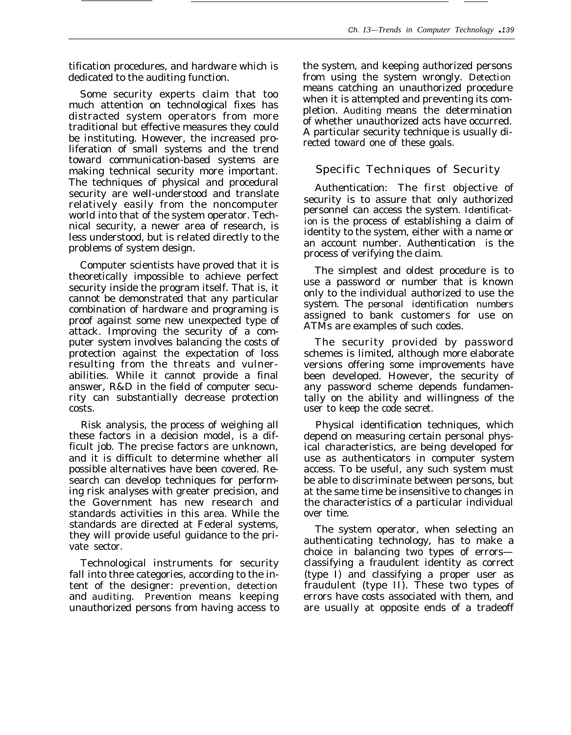tification procedures, and hardware which is dedicated to the auditing function.

Some security experts claim that too much attention on technological fixes has distracted system operators from more traditional but effective measures they could be instituting. However, the increased proliferation of small systems and the trend toward communication-based systems are making technical security more important. The techniques of physical and procedural security are well-understood and translate relatively easily from the noncomputer world into that of the system operator. Technical security, a newer area of research, is less understood, but is related directly to the problems of system design.

Computer scientists have proved that it is theoretically impossible to achieve perfect security inside the program itself. That is, it cannot be demonstrated that any particular combination of hardware and programing is proof against some new unexpected type of attack. Improving the security of a computer system involves balancing the costs of protection against the expectation of loss resulting from the threats and vulnerabilities. While it cannot provide a final answer, R&D in the field of computer security can substantially decrease protection costs.

Risk analysis, the process of weighing all these factors in a decision model, is a difficult job. The precise factors are unknown, and it is difficult to determine whether all possible alternatives have been covered. Research can develop techniques for performing risk analyses with greater precision, and the Government has new research and standards activities in this area. While the standards are directed at Federal systems, they will provide useful guidance to the private sector.

Technological instruments for security fall into three categories, according to the intent of the designer: prevention, detection and auditing. *Prevention* means keeping unauthorized persons from having access to the system, and keeping authorized persons from using the system wrongly. *Detection* means catching an unauthorized procedure when it is attempted and preventing its completion. *Auditing* means the determination of whether unauthorized acts have occurred. A particular security technique is usually directed toward one of these goals.

## Specific Techniques of Security

*Authentication:* The first objective of security is to assure that only authorized personnel can access the system. *Identification* is the process of establishing a claim of identity to the system, either with a name or an account number. *Authentication* is the process of verifying the claim.

The simplest and oldest procedure is to use a password or number that is known only to the individual authorized to use the system. The *personal identification numbers* assigned to bank customers for use on ATMs are examples of such codes.

The security provided by password schemes is limited, although more elaborate versions offering some improvements have been developed. However, the security of any password scheme depends fundamentally on the ability and willingness of the user to keep the code secret.

Physical identification techniques, which depend on measuring certain personal physical characteristics, are being developed for use as authenticators in computer system access. To be useful, any such system must be able to discriminate between persons, but at the same time be insensitive to changes in the characteristics of a particular individual over time.

The system operator, when selecting an authenticating technology, has to make a choice in balancing two types of errors—classifying a fraudulent identity as correct (type I) and classifying a proper user as fraudulent (type II). These two types of errors have costs associated with them, and are usually at opposite ends of a tradeoff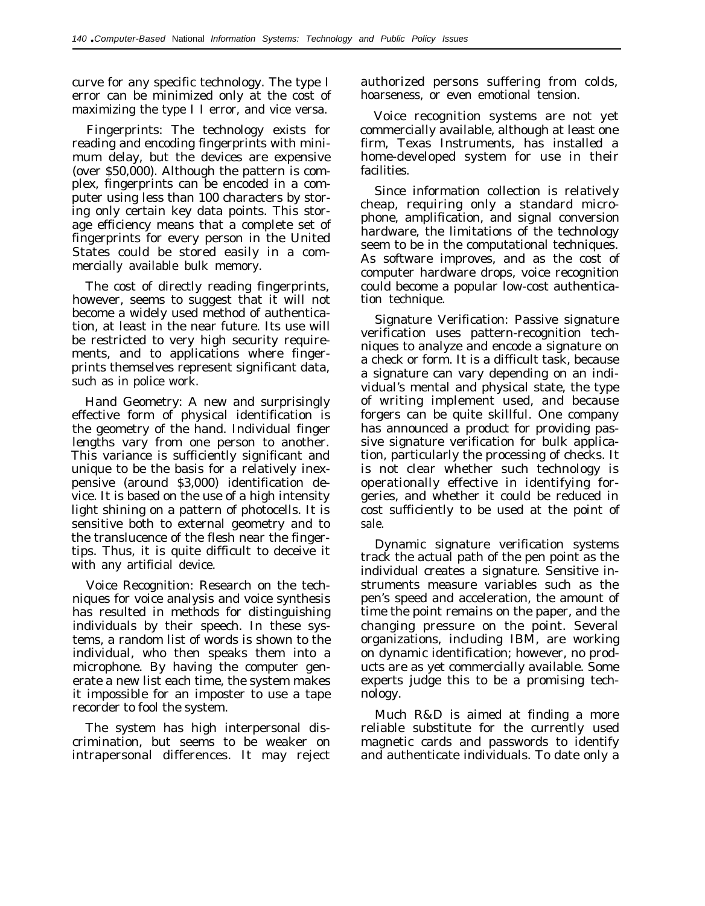curve for any specific technology. The type I error can be minimized only at the cost of maximizing the type I I error, and vice versa.

Fingerprints: The technology exists for reading and encoding fingerprints with minimum delay, but the devices are expensive (over $50,000). Although the pattern is complex, fingerprints can be encoded in a computer using less than 100 characters by storing only certain key data points. This storage efficiency means that a complete set of fingerprints for every person in the United States could be stored easily in a commercially available bulk memory.

The cost of directly reading fingerprints, however, seems to suggest that it will not become a widely used method of authentication, at least in the near future. Its use will be restricted to very high security requirements, and to applications where fingerprints themselves represent significant data, such as in police work.

Hand Geometry: A new and surprisingly effective form of physical identification is the geometry of the hand. Individual finger lengths vary from one person to another. This variance is sufficiently significant and unique to be the basis for a relatively inexpensive (around $3,000) identification device. It is based on the use of a high intensity light shining on a pattern of photocells. It is sensitive both to external geometry and to the translucence of the flesh near the fingertips. Thus, it is quite difficult to deceive it with any artificial device.

Voice Recognition: Research on the techniques for voice analysis and voice synthesis has resulted in methods for distinguishing individuals by their speech. In these systems, a random list of words is shown to the individual, who then speaks them into a microphone. By having the computer generate a new list each time, the system makes it impossible for an imposter to use a tape recorder to fool the system.

The system has high interpersonal discrimination, but seems to be weaker on intrapersonal differences. It may reject authorized persons suffering from colds, hoarseness, or even emotional tension.

Voice recognition systems are not yet commercially available, although at least one firm, Texas Instruments, has installed a home-developed system for use in their facilities.

Since information collection is relatively cheap, requiring only a standard microphone, amplification, and signal conversion hardware, the limitations of the technology seem to be in the computational techniques. As software improves, and as the cost of computer hardware drops, voice recognition could become a popular low-cost authentication technique.

Signature Verification: Passive signature verification uses pattern-recognition techniques to analyze and encode a signature on a check or form. It is a difficult task, because a signature can vary depending on an individual's mental and physical state, the type of writing implement used, and because forgers can be quite skillful. One company has announced a product for providing passive signature verification for bulk application, particularly the processing of checks. It is not clear whether such technology is operationally effective in identifying forgeries, and whether it could be reduced in cost sufficiently to be used at the point of sale.

Dynamic signature verification systems track the actual path of the pen point as the individual creates a signature. Sensitive instruments measure variables such as the pen's speed and acceleration, the amount of time the point remains on the paper, and the changing pressure on the point. Several organizations, including IBM, are working on dynamic identification; however, no products are as yet commercially available. Some experts judge this to be a promising technology.

Much R&D is aimed at finding a more reliable substitute for the currently used magnetic cards and passwords to identify and authenticate individuals. To date only a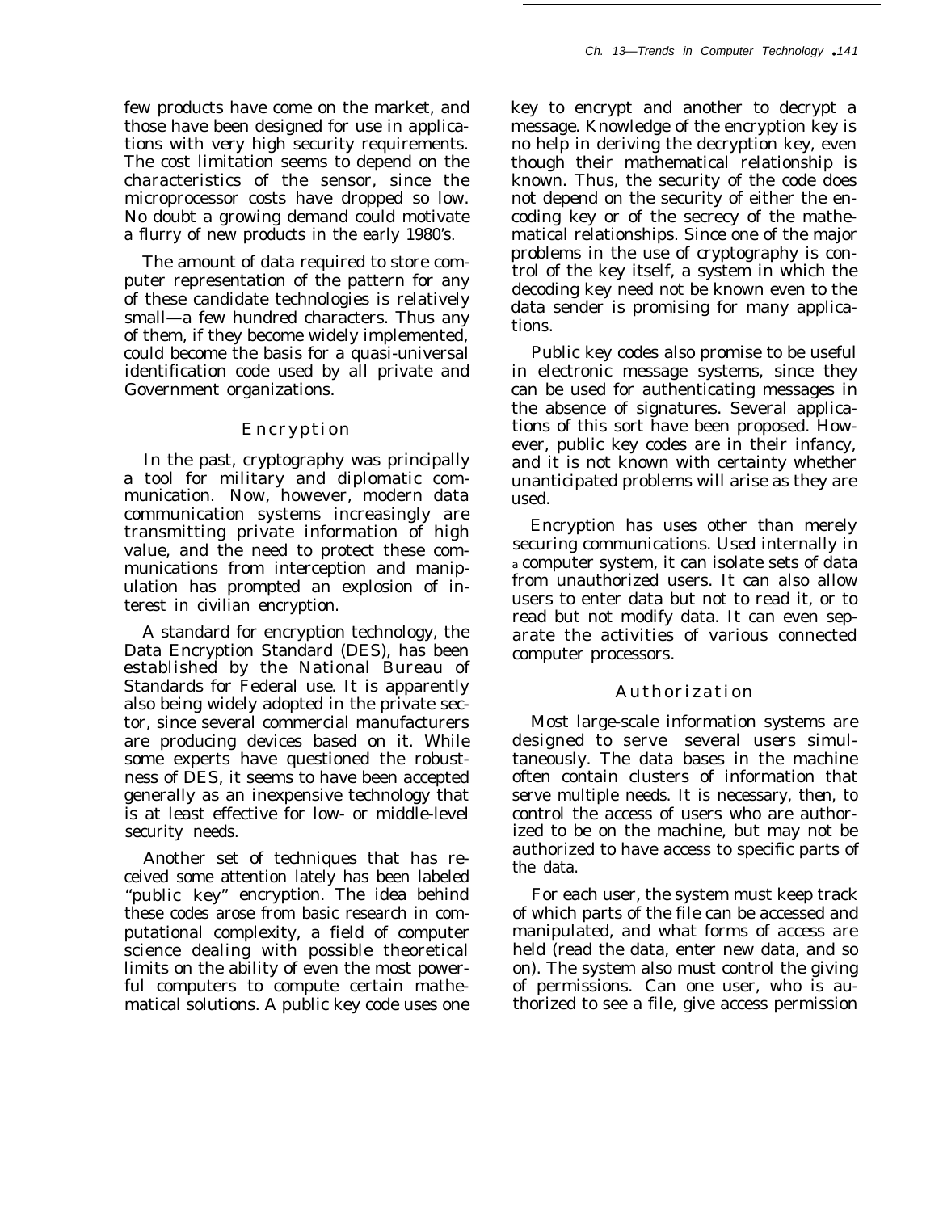few products have come on the market, and those have been designed for use in applications with very high security requirements. The cost limitation seems to depend on the characteristics of the sensor, since the microprocessor costs have dropped so low. No doubt a growing demand could motivate a flurry of new products in the early 1980's.

The amount of data required to store computer representation of the pattern for any of these candidate technologies is relatively small—a few hundred characters. Thus any of them, if they become widely implemented, could become the basis for a quasi-universal identification code used by all private and Government organizations.

### Encryption

In the past, cryptography was principally a tool for military and diplomatic communication. Now, however, modern data communication systems increasingly are transmitting private information of high value, and the need to protect these communications from interception and manipulation has prompted an explosion of interest in civilian encryption.

A standard for encryption technology, the Data Encryption Standard (DES), has been established by the National Bureau of Standards for Federal use. It is apparently also being widely adopted in the private sector, since several commercial manufacturers are producing devices based on it. While some experts have questioned the robustness of DES, it seems to have been accepted generally as an inexpensive technology that is at least effective for low- or middle-level security needs.

Another set of techniques that has received some attention lately has been labeled "public key" encryption. The idea behind these codes arose from basic research in computational complexity, a field of computer science dealing with possible theoretical limits on the ability of even the most powerful computers to compute certain mathematical solutions. A public key code uses one key to encrypt and another to decrypt a message. Knowledge of the encryption key is no help in deriving the decryption key, even though their mathematical relationship is known. Thus, the security of the code does not depend on the security of either the encoding key or of the secrecy of the mathematical relationships. Since one of the major problems in the use of cryptography is control of the key itself, a system in which the decoding key need not be known even to the data sender is promising for many applications.

Public key codes also promise to be useful in electronic message systems, since they can be used for authenticating messages in the absence of signatures. Several applications of this sort have been proposed. However, public key codes are in their infancy, and it is not known with certainty whether unanticipated problems will arise as they are used.

Encryption has uses other than merely securing communications. Used internally in a computer system, it can isolate sets of data from unauthorized users. It can also allow users to enter data but not to read it, or to read but not modify data. It can even separate the activities of various connected computer processors.

### Authorization

Most large-scale information systems are designed to serve several users simultaneously. The data bases in the machine often contain clusters of information that serve multiple needs. It is necessary, then, to control the access of users who are authorized to be on the machine, but may not be authorized to have access to specific parts of the data.

For each user, the system must keep track of which parts of the file can be accessed and manipulated, and what forms of access are held (read the data, enter new data, and so on). The system also must control the giving of permissions. Can one user, who is authorized to see a file, give access permission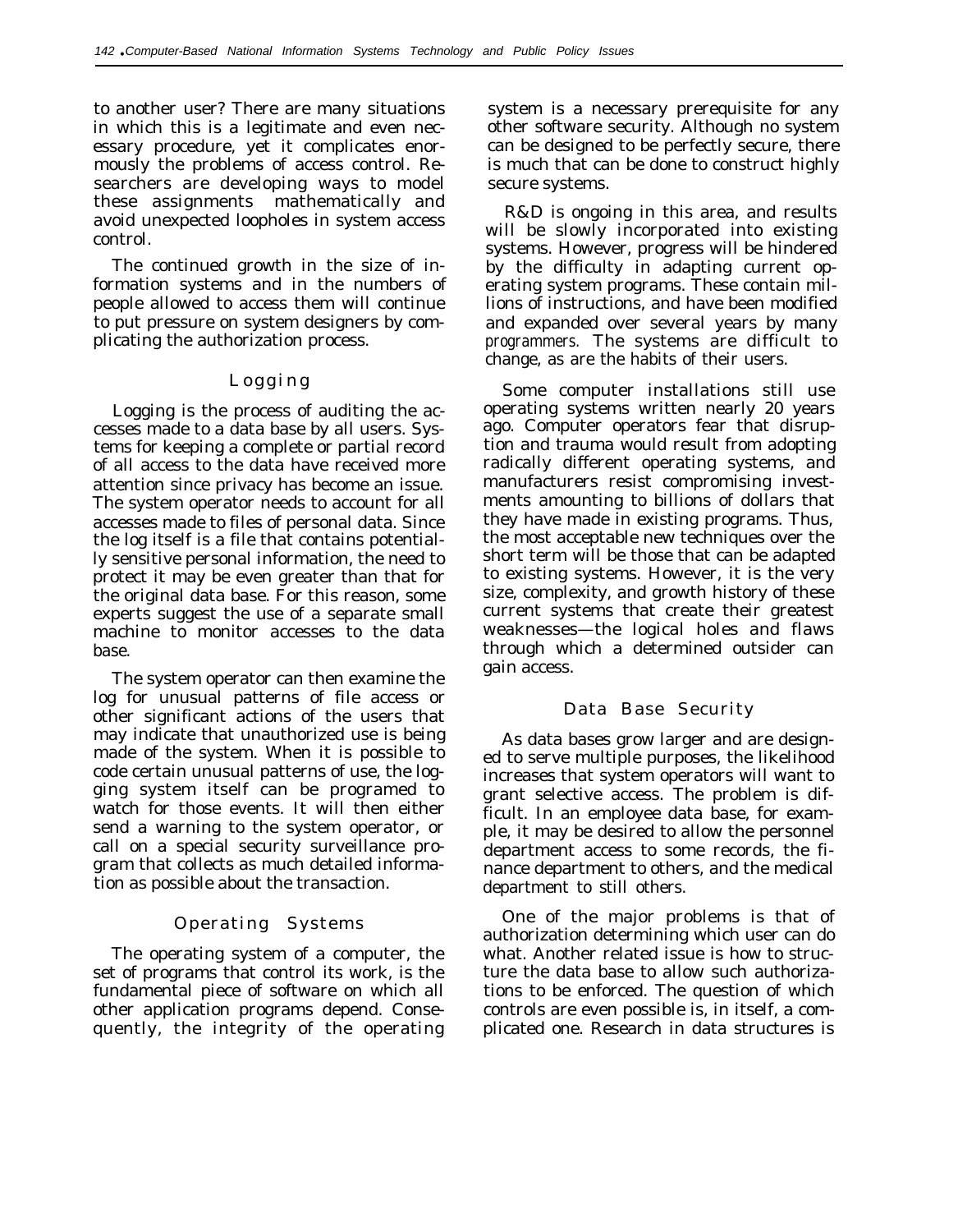to another user? There are many situations in which this is a legitimate and even necessary procedure, yet it complicates enormously the problems of access control. Researchers are developing ways to model these assignments mathematically and avoid unexpected loopholes in system access control.

The continued growth in the size of information systems and in the numbers of people allowed to access them will continue to put pressure on system designers by complicating the authorization process.

### Logging

Logging is the process of auditing the accesses made to a data base by all users. Systems for keeping a complete or partial record of all access to the data have received more attention since privacy has become an issue. The system operator needs to account for all accesses made to files of personal data. Since the log itself is a file that contains potentially sensitive personal information, the need to protect it may be even greater than that for the original data base. For this reason, some experts suggest the use of a separate small machine to monitor accesses to the data base.

The system operator can then examine the log for unusual patterns of file access or other significant actions of the users that may indicate that unauthorized use is being made of the system. When it is possible to code certain unusual patterns of use, the logging system itself can be programed to watch for those events. It will then either send a warning to the system operator, or call on a special security surveillance program that collects as much detailed information as possible about the transaction.

### Operating Systems

The operating system of a computer, the set of programs that control its work, is the fundamental piece of software on which all other application programs depend. Consequently, the integrity of the operating system is a necessary prerequisite for any other software security. Although no system can be designed to be perfectly secure, there is much that can be done to construct highly secure systems.

R&D is ongoing in this area, and results will be slowly incorporated into existing systems. However, progress will be hindered by the difficulty in adapting current operating system programs. These contain millions of instructions, and have been modified and expanded over several years by many programmers. The systems are difficult to change, as are the habits of their users.

Some computer installations still use operating systems written nearly 20 years ago. Computer operators fear that disruption and trauma would result from adopting radically different operating systems, and manufacturers resist compromising investments amounting to billions of dollars that they have made in existing programs. Thus, the most acceptable new techniques over the short term will be those that can be adapted to existing systems. However, it is the very size, complexity, and growth history of these current systems that create their greatest weaknesses—the logical holes and flaws through which a determined outsider can gain access.

### Data Base Security

As data bases grow larger and are designed to serve multiple purposes, the likelihood increases that system operators will want to grant selective access. The problem is difficult. In an employee data base, for example, it may be desired to allow the personnel department access to some records, the finance department to others, and the medical department to still others.

One of the major problems is that of authorization determining which user can do what. Another related issue is how to structure the data base to allow such authorizations to be enforced. The question of which controls are even possible is, in itself, a complicated one. Research in data structures is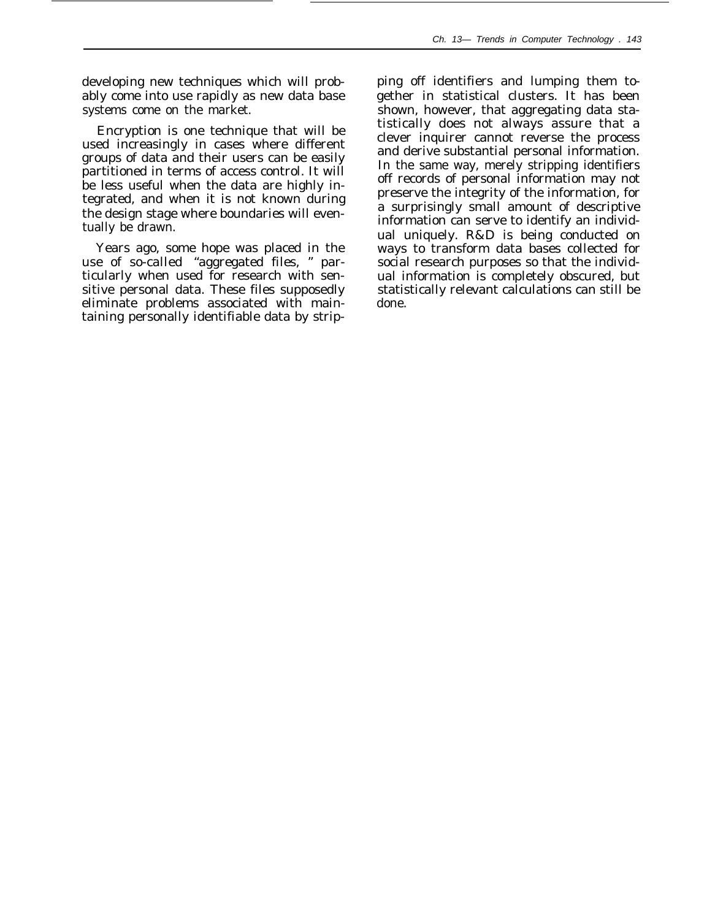developing new techniques which will probably come into use rapidly as new data base systems come on the market.

Encryption is one technique that will be used increasingly in cases where different groups of data and their users can be easily partitioned in terms of access control. It will be less useful when the data are highly integrated, and when it is not known during the design stage where boundaries will eventually be drawn.

Years ago, some hope was placed in the use of so-called "aggregated files, " particularly when used for research with sensitive personal data. These files supposedly eliminate problems associated with maintaining personally identifiable data by stripping off identifiers and lumping them together in statistical clusters. It has been shown, however, that aggregating data statistically does not always assure that a clever inquirer cannot reverse the process and derive substantial personal information. In the same way, merely stripping identifiers off records of personal information may not preserve the integrity of the information, for a surprisingly small amount of descriptive information can serve to identify an individual uniquely. R&D is being conducted on ways to transform data bases collected for social research purposes so that the individual information is completely obscured, but statistically relevant calculations can still be done.